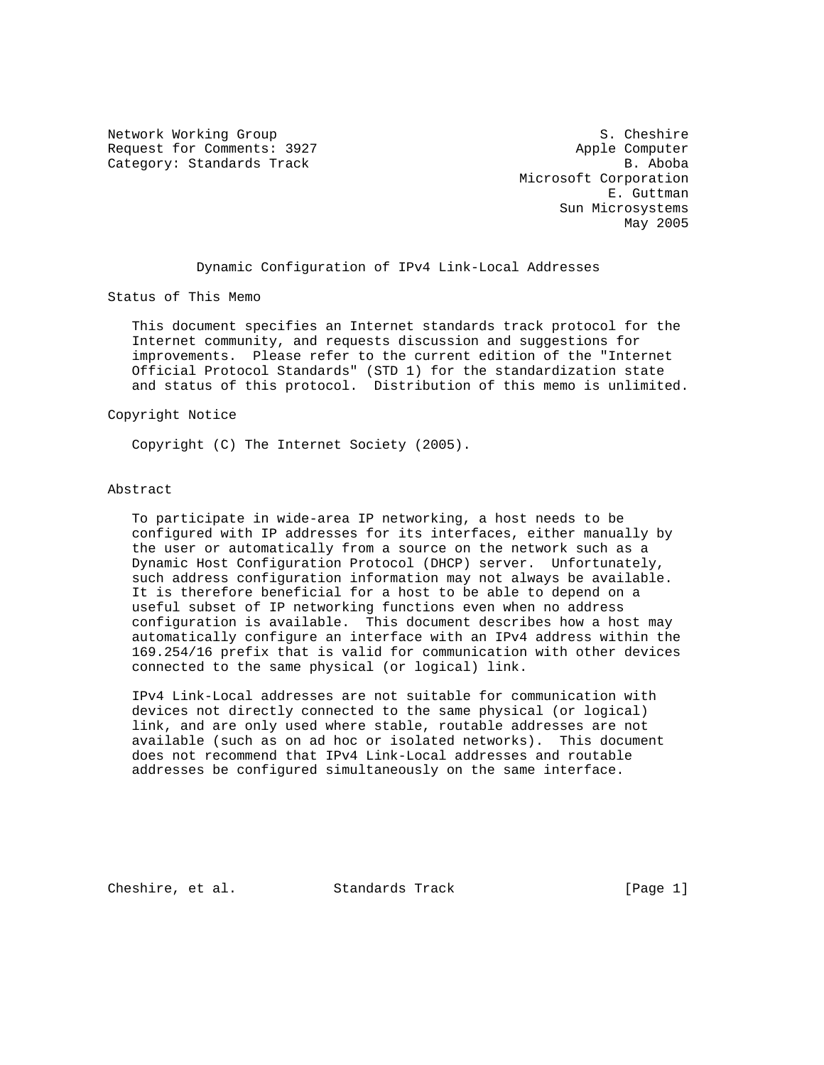Network Working Group S. Cheshire
Request for Comments: 3927 Apple Computer
Category: Standards Track B. Aboba
Microsoft Corporation
E. Guttman
Sun Microsystems
May 2005

# Dynamic Configuration of IPv4 Link-Local Addresses

## Status of This Memo

This document specifies an Internet standards track protocol for the Internet community, and requests discussion and suggestions for improvements. Please refer to the current edition of the "Internet Official Protocol Standards" (STD 1) for the standardization state and status of this protocol. Distribution of this memo is unlimited.

## Copyright Notice

Copyright (C) The Internet Society (2005).

## Abstract

To participate in wide-area IP networking, a host needs to be configured with IP addresses for its interfaces, either manually by the user or automatically from a source on the network such as a Dynamic Host Configuration Protocol (DHCP) server. Unfortunately, such address configuration information may not always be available. It is therefore beneficial for a host to be able to depend on a useful subset of IP networking functions even when no address configuration is available. This document describes how a host may automatically configure an interface with an IPv4 address within the 169.254/16 prefix that is valid for communication with other devices connected to the same physical (or logical) link.

IPv4 Link-Local addresses are not suitable for communication with devices not directly connected to the same physical (or logical) link, and are only used where stable, routable addresses are not available (such as on ad hoc or isolated networks). This document does not recommend that IPv4 Link-Local addresses and routable addresses be configured simultaneously on the same interface.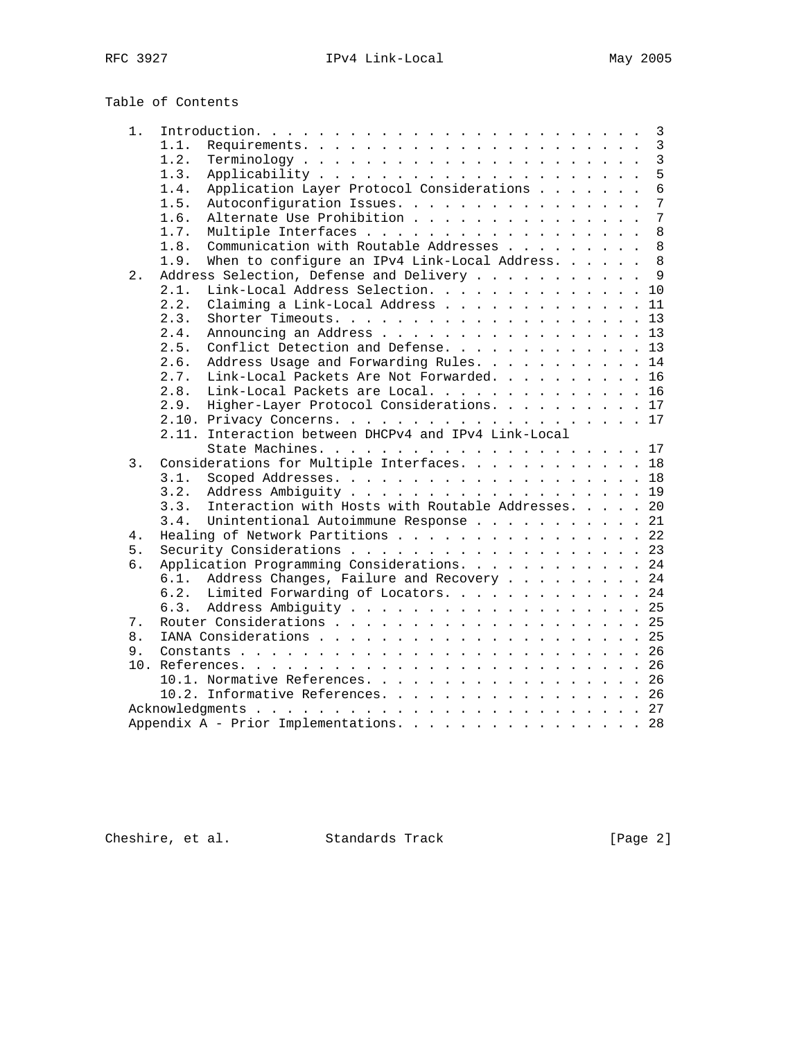Table of Contents

```
   1.  Introduction. . . . . . . . . . . . . . . . . . . . . . . . .  3
       1.1.  Requirements. . . . . . . . . . . . . . . . . . . . . .  3
       1.2.  Terminology . . . . . . . . . . . . . . . . . . . . . .  3
       1.3.  Applicability . . . . . . . . . . . . . . . . . . . . .  5
       1.4.  Application Layer Protocol Considerations . . . . . . .  6
       1.5.  Autoconfiguration Issues. . . . . . . . . . . . . . . .  7
       1.6.  Alternate Use Prohibition . . . . . . . . . . . . . . .  7
       1.7.  Multiple Interfaces . . . . . . . . . . . . . . . . . .  8
       1.8.  Communication with Routable Addresses . . . . . . . . .  8
       1.9.  When to configure an IPv4 Link-Local Address. . . . . .  8
   2.  Address Selection, Defense and Delivery . . . . . . . . . . .  9
       2.1.  Link-Local Address Selection. . . . . . . . . . . . . . 10
       2.2.  Claiming a Link-Local Address . . . . . . . . . . . . . 11
       2.3.  Shorter Timeouts. . . . . . . . . . . . . . . . . . . . 13
       2.4.  Announcing an Address . . . . . . . . . . . . . . . . . 13
       2.5.  Conflict Detection and Defense. . . . . . . . . . . . . 13
       2.6.  Address Usage and Forwarding Rules. . . . . . . . . . . 14
       2.7.  Link-Local Packets Are Not Forwarded. . . . . . . . . . 16
       2.8.  Link-Local Packets are Local. . . . . . . . . . . . . . 16
       2.9.  Higher-Layer Protocol Considerations. . . . . . . . . . 17
       2.10. Privacy Concerns. . . . . . . . . . . . . . . . . . . . 17
       2.11. Interaction between DHCPv4 and IPv4 Link-Local
             State Machines. . . . . . . . . . . . . . . . . . . . . 17
   3.  Considerations for Multiple Interfaces. . . . . . . . . . . . 18
       3.1.  Scoped Addresses. . . . . . . . . . . . . . . . . . . . 18
       3.2.  Address Ambiguity . . . . . . . . . . . . . . . . . . . 19
       3.3.  Interaction with Hosts with Routable Addresses. . . . . 20
       3.4.  Unintentional Autoimmune Response . . . . . . . . . . . 21
   4.  Healing of Network Partitions . . . . . . . . . . . . . . . . 22
   5.  Security Considerations . . . . . . . . . . . . . . . . . . . 23
   6.  Application Programming Considerations. . . . . . . . . . . . 24
       6.1.  Address Changes, Failure and Recovery . . . . . . . . . 24
       6.2.  Limited Forwarding of Locators. . . . . . . . . . . . . 24
       6.3.  Address Ambiguity . . . . . . . . . . . . . . . . . . . 25
   7.  Router Considerations . . . . . . . . . . . . . . . . . . . . 25
   8.  IANA Considerations . . . . . . . . . . . . . . . . . . . . . 25
   9.  Constants . . . . . . . . . . . . . . . . . . . . . . . . . . 26
   10. References. . . . . . . . . . . . . . . . . . . . . . . . . . 26
       10.1. Normative References. . . . . . . . . . . . . . . . . . 26
       10.2. Informative References. . . . . . . . . . . . . . . . . 26
   Acknowledgments . . . . . . . . . . . . . . . . . . . . . . . . . 27
   Appendix A - Prior Implementations. . . . . . . . . . . . . . . . 28
```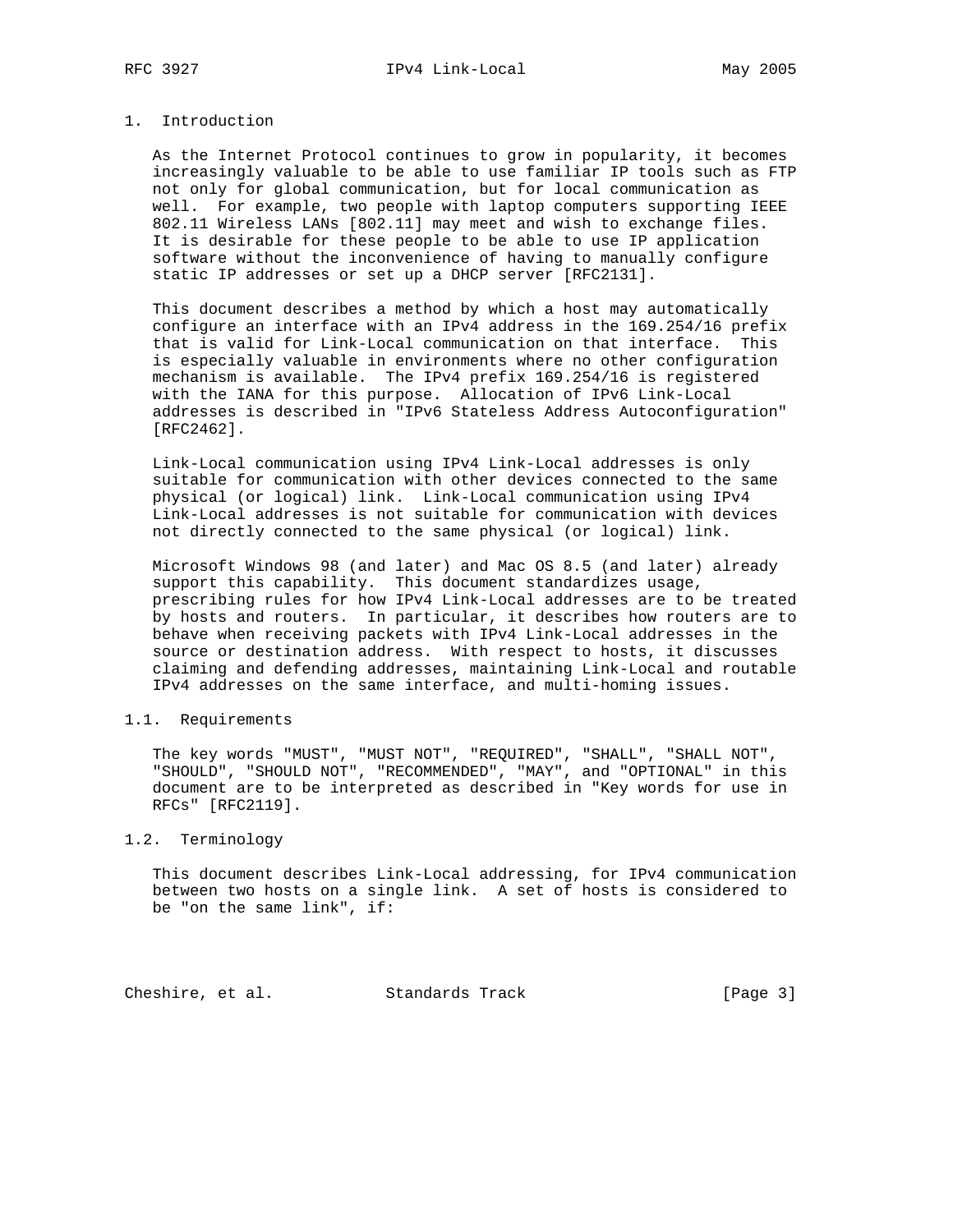# 1. Introduction

As the Internet Protocol continues to grow in popularity, it becomes increasingly valuable to be able to use familiar IP tools such as FTP not only for global communication, but for local communication as well. For example, two people with laptop computers supporting IEEE 802.11 Wireless LANs [802.11] may meet and wish to exchange files. It is desirable for these people to be able to use IP application software without the inconvenience of having to manually configure static IP addresses or set up a DHCP server [RFC2131].

This document describes a method by which a host may automatically configure an interface with an IPv4 address in the 169.254/16 prefix that is valid for Link-Local communication on that interface. This is especially valuable in environments where no other configuration mechanism is available. The IPv4 prefix 169.254/16 is registered with the IANA for this purpose. Allocation of IPv6 Link-Local addresses is described in "IPv6 Stateless Address Autoconfiguration" [RFC2462].

Link-Local communication using IPv4 Link-Local addresses is only suitable for communication with other devices connected to the same physical (or logical) link. Link-Local communication using IPv4 Link-Local addresses is not suitable for communication with devices not directly connected to the same physical (or logical) link.

Microsoft Windows 98 (and later) and Mac OS 8.5 (and later) already support this capability. This document standardizes usage, prescribing rules for how IPv4 Link-Local addresses are to be treated by hosts and routers. In particular, it describes how routers are to behave when receiving packets with IPv4 Link-Local addresses in the source or destination address. With respect to hosts, it discusses claiming and defending addresses, maintaining Link-Local and routable IPv4 addresses on the same interface, and multi-homing issues.

## 1.1. Requirements

The key words "MUST", "MUST NOT", "REQUIRED", "SHALL", "SHALL NOT", "SHOULD", "SHOULD NOT", "RECOMMENDED", "MAY", and "OPTIONAL" in this document are to be interpreted as described in "Key words for use in RFCs" [RFC2119].

## 1.2. Terminology

This document describes Link-Local addressing, for IPv4 communication between two hosts on a single link. A set of hosts is considered to be "on the same link", if: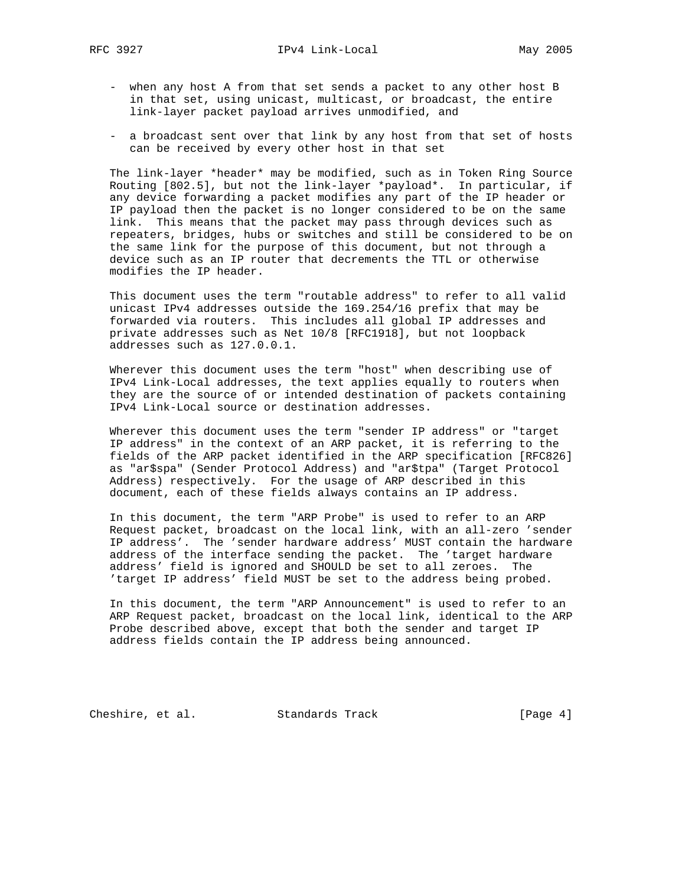- when any host A from that set sends a packet to any other host B in that set, using unicast, multicast, or broadcast, the entire link-layer packet payload arrives unmodified, and

- a broadcast sent over that link by any host from that set of hosts can be received by every other host in that set

The link-layer *header* may be modified, such as in Token Ring Source Routing [802.5], but not the link-layer *payload*. In particular, if any device forwarding a packet modifies any part of the IP header or IP payload then the packet is no longer considered to be on the same link. This means that the packet may pass through devices such as repeaters, bridges, hubs or switches and still be considered to be on the same link for the purpose of this document, but not through a device such as an IP router that decrements the TTL or otherwise modifies the IP header.

This document uses the term "routable address" to refer to all valid unicast IPv4 addresses outside the 169.254/16 prefix that may be forwarded via routers. This includes all global IP addresses and private addresses such as Net 10/8 [RFC1918], but not loopback addresses such as 127.0.0.1.

Wherever this document uses the term "host" when describing use of IPv4 Link-Local addresses, the text applies equally to routers when they are the source of or intended destination of packets containing IPv4 Link-Local source or destination addresses.

Wherever this document uses the term "sender IP address" or "target IP address" in the context of an ARP packet, it is referring to the fields of the ARP packet identified in the ARP specification [RFC826] as "ar$spa" (Sender Protocol Address) and "ar$tpa" (Target Protocol Address) respectively. For the usage of ARP described in this document, each of these fields always contains an IP address.

In this document, the term "ARP Probe" is used to refer to an ARP Request packet, broadcast on the local link, with an all-zero 'sender IP address'. The 'sender hardware address' MUST contain the hardware address of the interface sending the packet. The 'target hardware address' field is ignored and SHOULD be set to all zeroes. The 'target IP address' field MUST be set to the address being probed.

In this document, the term "ARP Announcement" is used to refer to an ARP Request packet, broadcast on the local link, identical to the ARP Probe described above, except that both the sender and target IP address fields contain the IP address being announced.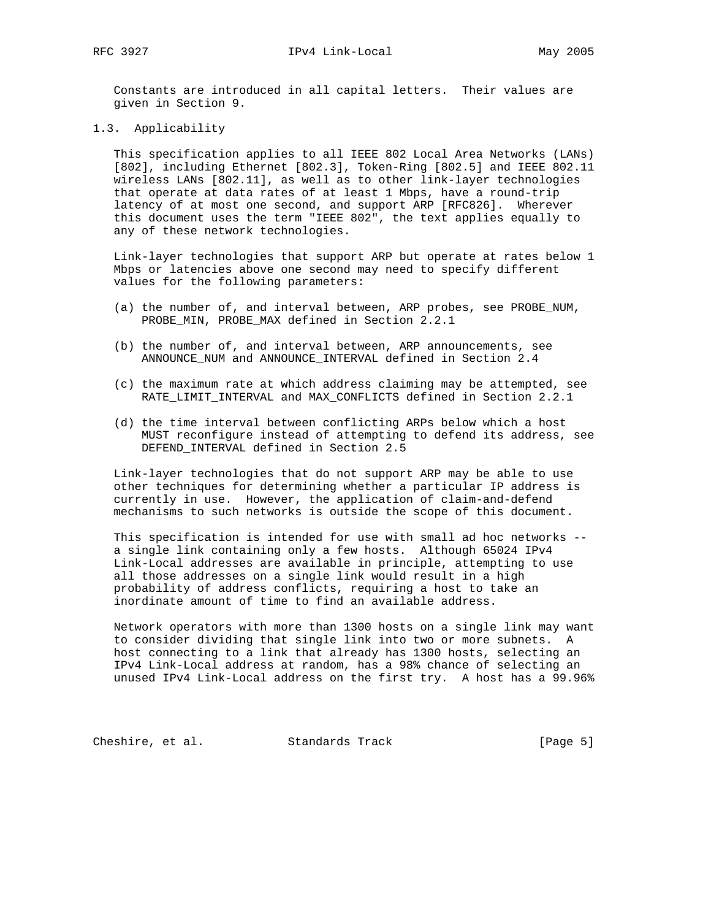Constants are introduced in all capital letters. Their values are given in Section 9.

### 1.3. Applicability

This specification applies to all IEEE 802 Local Area Networks (LANs) [802], including Ethernet [802.3], Token-Ring [802.5] and IEEE 802.11 wireless LANs [802.11], as well as to other link-layer technologies that operate at data rates of at least 1 Mbps, have a round-trip latency of at most one second, and support ARP [RFC826]. Wherever this document uses the term "IEEE 802", the text applies equally to any of these network technologies.

Link-layer technologies that support ARP but operate at rates below 1 Mbps or latencies above one second may need to specify different values for the following parameters:

(a) the number of, and interval between, ARP probes, see PROBE_NUM, PROBE_MIN, PROBE_MAX defined in Section 2.2.1

(b) the number of, and interval between, ARP announcements, see ANNOUNCE_NUM and ANNOUNCE_INTERVAL defined in Section 2.4

(c) the maximum rate at which address claiming may be attempted, see RATE_LIMIT_INTERVAL and MAX_CONFLICTS defined in Section 2.2.1

(d) the time interval between conflicting ARPs below which a host MUST reconfigure instead of attempting to defend its address, see DEFEND_INTERVAL defined in Section 2.5

Link-layer technologies that do not support ARP may be able to use other techniques for determining whether a particular IP address is currently in use. However, the application of claim-and-defend mechanisms to such networks is outside the scope of this document.

This specification is intended for use with small ad hoc networks -- a single link containing only a few hosts. Although 65024 IPv4 Link-Local addresses are available in principle, attempting to use all those addresses on a single link would result in a high probability of address conflicts, requiring a host to take an inordinate amount of time to find an available address.

Network operators with more than 1300 hosts on a single link may want to consider dividing that single link into two or more subnets. A host connecting to a link that already has 1300 hosts, selecting an IPv4 Link-Local address at random, has a 98% chance of selecting an unused IPv4 Link-Local address on the first try. A host has a 99.96%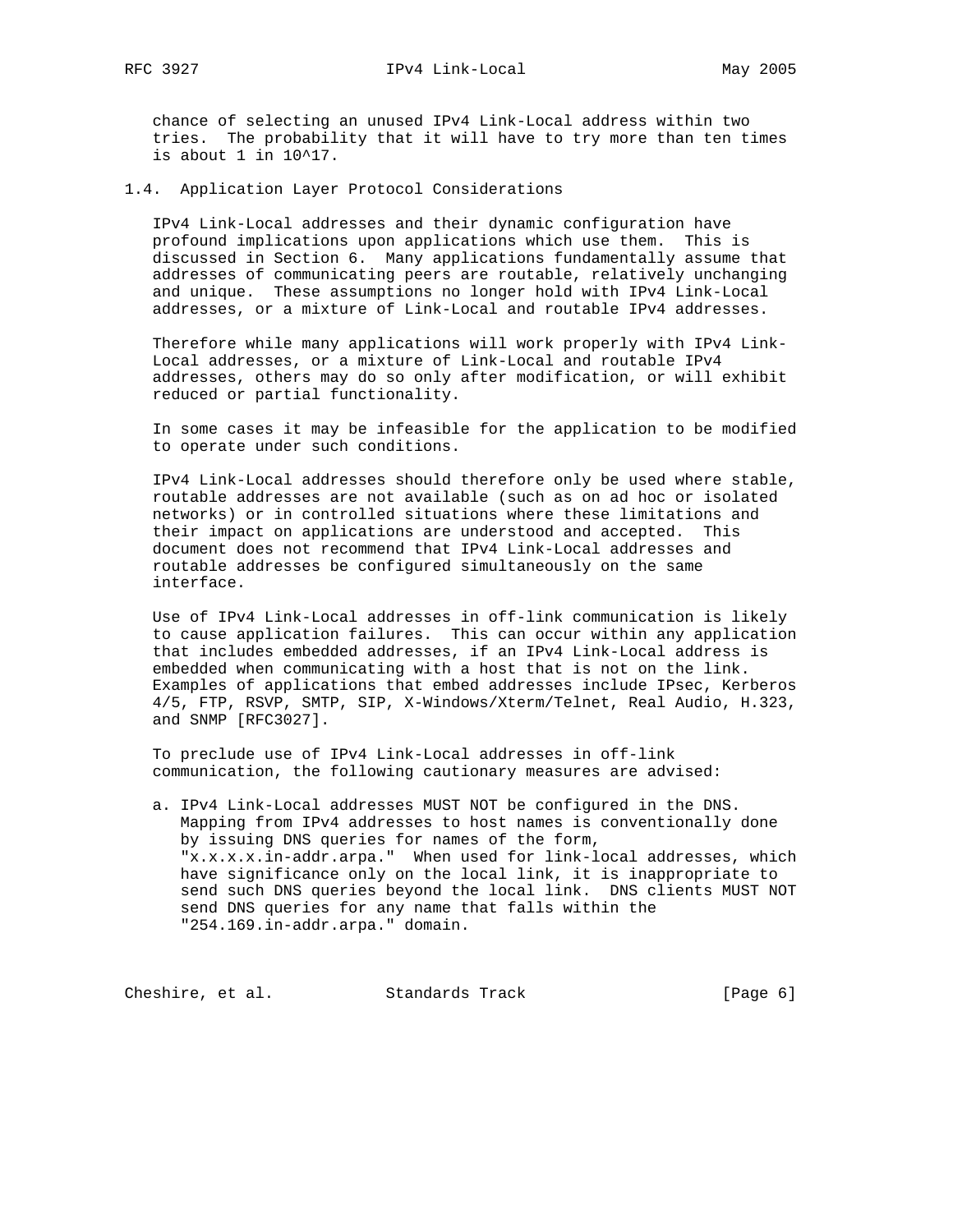chance of selecting an unused IPv4 Link-Local address within two tries. The probability that it will have to try more than ten times is about 1 in $10^{17}$.

### 1.4. Application Layer Protocol Considerations

IPv4 Link-Local addresses and their dynamic configuration have profound implications upon applications which use them. This is discussed in Section 6. Many applications fundamentally assume that addresses of communicating peers are routable, relatively unchanging and unique. These assumptions no longer hold with IPv4 Link-Local addresses, or a mixture of Link-Local and routable IPv4 addresses.

Therefore while many applications will work properly with IPv4 Link-Local addresses, or a mixture of Link-Local and routable IPv4 addresses, others may do so only after modification, or will exhibit reduced or partial functionality.

In some cases it may be infeasible for the application to be modified to operate under such conditions.

IPv4 Link-Local addresses should therefore only be used where stable, routable addresses are not available (such as on ad hoc or isolated networks) or in controlled situations where these limitations and their impact on applications are understood and accepted. This document does not recommend that IPv4 Link-Local addresses and routable addresses be configured simultaneously on the same interface.

Use of IPv4 Link-Local addresses in off-link communication is likely to cause application failures. This can occur within any application that includes embedded addresses, if an IPv4 Link-Local address is embedded when communicating with a host that is not on the link. Examples of applications that embed addresses include IPsec, Kerberos 4/5, FTP, RSVP, SMTP, SIP, X-Windows/Xterm/Telnet, Real Audio, H.323, and SNMP [RFC3027].

To preclude use of IPv4 Link-Local addresses in off-link communication, the following cautionary measures are advised:

a. IPv4 Link-Local addresses MUST NOT be configured in the DNS. Mapping from IPv4 addresses to host names is conventionally done by issuing DNS queries for names of the form, "x.x.x.x.in-addr.arpa." When used for link-local addresses, which have significance only on the local link, it is inappropriate to send such DNS queries beyond the local link. DNS clients MUST NOT send DNS queries for any name that falls within the "254.169.in-addr.arpa." domain.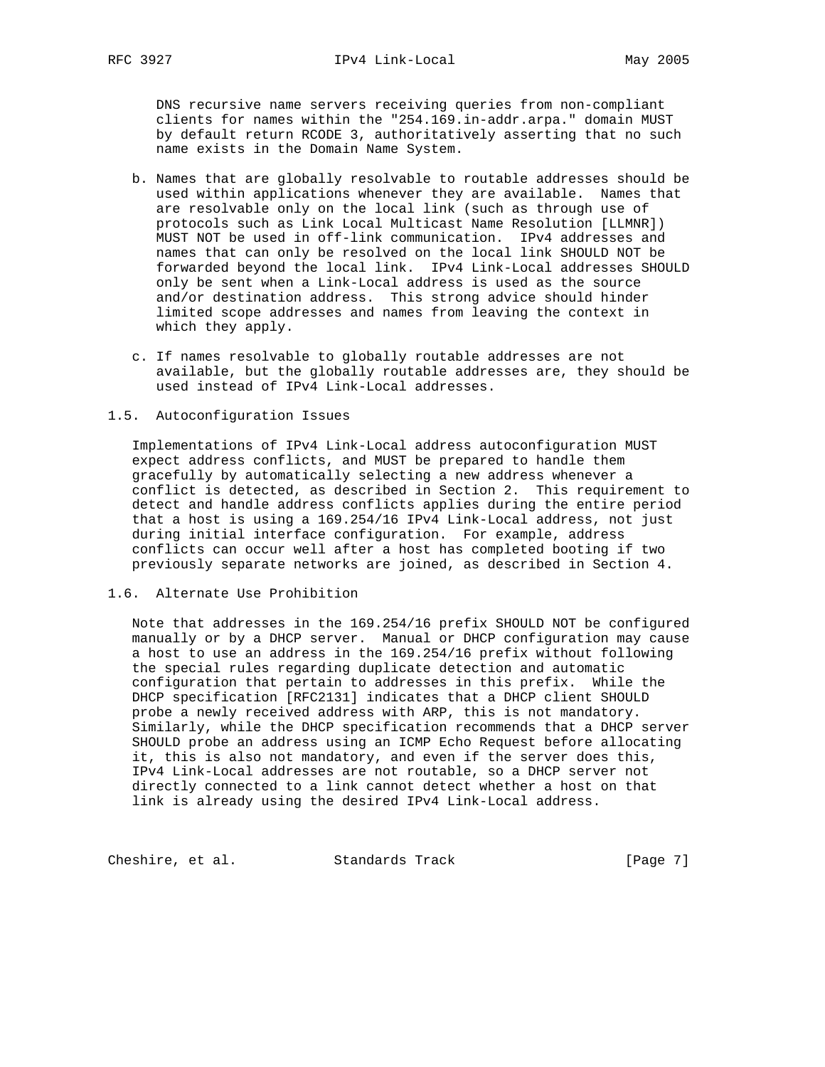DNS recursive name servers receiving queries from non-compliant clients for names within the "254.169.in-addr.arpa." domain MUST by default return RCODE 3, authoritatively asserting that no such name exists in the Domain Name System.

b. Names that are globally resolvable to routable addresses should be used within applications whenever they are available. Names that are resolvable only on the local link (such as through use of protocols such as Link Local Multicast Name Resolution [LLMNR]) MUST NOT be used in off-link communication. IPv4 addresses and names that can only be resolved on the local link SHOULD NOT be forwarded beyond the local link. IPv4 Link-Local addresses SHOULD only be sent when a Link-Local address is used as the source and/or destination address. This strong advice should hinder limited scope addresses and names from leaving the context in which they apply.

c. If names resolvable to globally routable addresses are not available, but the globally routable addresses are, they should be used instead of IPv4 Link-Local addresses.

## 1.5. Autoconfiguration Issues

Implementations of IPv4 Link-Local address autoconfiguration MUST expect address conflicts, and MUST be prepared to handle them gracefully by automatically selecting a new address whenever a conflict is detected, as described in Section 2. This requirement to detect and handle address conflicts applies during the entire period that a host is using a 169.254/16 IPv4 Link-Local address, not just during initial interface configuration. For example, address conflicts can occur well after a host has completed booting if two previously separate networks are joined, as described in Section 4.

## 1.6. Alternate Use Prohibition

Note that addresses in the 169.254/16 prefix SHOULD NOT be configured manually or by a DHCP server. Manual or DHCP configuration may cause a host to use an address in the 169.254/16 prefix without following the special rules regarding duplicate detection and automatic configuration that pertain to addresses in this prefix. While the DHCP specification [RFC2131] indicates that a DHCP client SHOULD probe a newly received address with ARP, this is not mandatory. Similarly, while the DHCP specification recommends that a DHCP server SHOULD probe an address using an ICMP Echo Request before allocating it, this is also not mandatory, and even if the server does this, IPv4 Link-Local addresses are not routable, so a DHCP server not directly connected to a link cannot detect whether a host on that link is already using the desired IPv4 Link-Local address.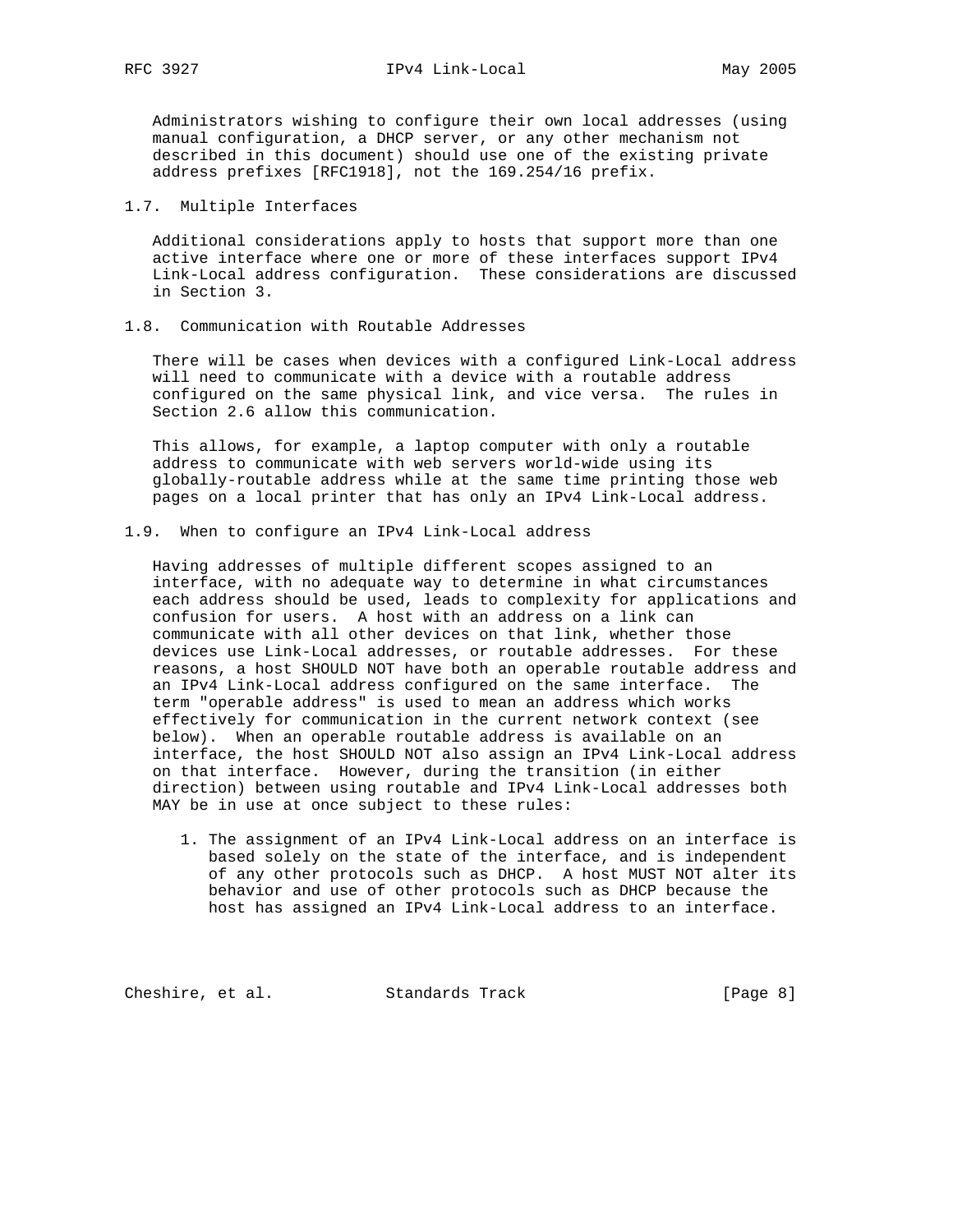Administrators wishing to configure their own local addresses (using manual configuration, a DHCP server, or any other mechanism not described in this document) should use one of the existing private address prefixes [RFC1918], not the 169.254/16 prefix.

### 1.7. Multiple Interfaces

Additional considerations apply to hosts that support more than one active interface where one or more of these interfaces support IPv4 Link-Local address configuration. These considerations are discussed in Section 3.

### 1.8. Communication with Routable Addresses

There will be cases when devices with a configured Link-Local address will need to communicate with a device with a routable address configured on the same physical link, and vice versa. The rules in Section 2.6 allow this communication.

This allows, for example, a laptop computer with only a routable address to communicate with web servers world-wide using its globally-routable address while at the same time printing those web pages on a local printer that has only an IPv4 Link-Local address.

### 1.9. When to configure an IPv4 Link-Local address

Having addresses of multiple different scopes assigned to an interface, with no adequate way to determine in what circumstances each address should be used, leads to complexity for applications and confusion for users. A host with an address on a link can communicate with all other devices on that link, whether those devices use Link-Local addresses, or routable addresses. For these reasons, a host SHOULD NOT have both an operable routable address and an IPv4 Link-Local address configured on the same interface. The term "operable address" is used to mean an address which works effectively for communication in the current network context (see below). When an operable routable address is available on an interface, the host SHOULD NOT also assign an IPv4 Link-Local address on that interface. However, during the transition (in either direction) between using routable and IPv4 Link-Local addresses both MAY be in use at once subject to these rules:

1. The assignment of an IPv4 Link-Local address on an interface is based solely on the state of the interface, and is independent of any other protocols such as DHCP. A host MUST NOT alter its behavior and use of other protocols such as DHCP because the host has assigned an IPv4 Link-Local address to an interface.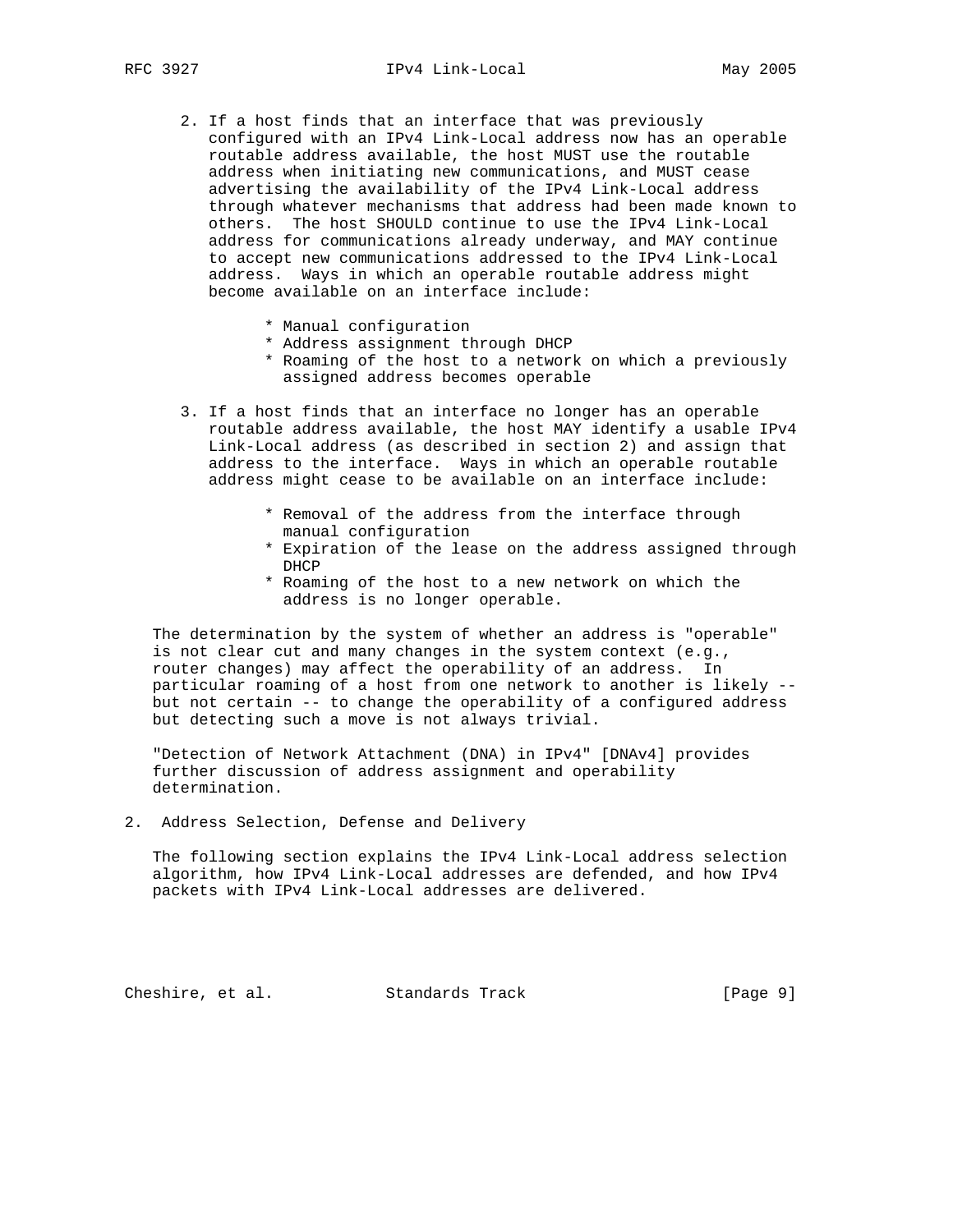2. If a host finds that an interface that was previously configured with an IPv4 Link-Local address now has an operable routable address available, the host MUST use the routable address when initiating new communications, and MUST cease advertising the availability of the IPv4 Link-Local address through whatever mechanisms that address had been made known to others. The host SHOULD continue to use the IPv4 Link-Local address for communications already underway, and MAY continue to accept new communications addressed to the IPv4 Link-Local address. Ways in which an operable routable address might become available on an interface include:

   * Manual configuration
   * Address assignment through DHCP
   * Roaming of the host to a network on which a previously assigned address becomes operable

3. If a host finds that an interface no longer has an operable routable address available, the host MAY identify a usable IPv4 Link-Local address (as described in section 2) and assign that address to the interface. Ways in which an operable routable address might cease to be available on an interface include:

   * Removal of the address from the interface through manual configuration
   * Expiration of the lease on the address assigned through DHCP
   * Roaming of the host to a new network on which the address is no longer operable.

The determination by the system of whether an address is "operable" is not clear cut and many changes in the system context (e.g., router changes) may affect the operability of an address. In particular roaming of a host from one network to another is likely -- but not certain -- to change the operability of a configured address but detecting such a move is not always trivial.

"Detection of Network Attachment (DNA) in IPv4" [DNAv4] provides further discussion of address assignment and operability determination.

## 2. Address Selection, Defense and Delivery

The following section explains the IPv4 Link-Local address selection algorithm, how IPv4 Link-Local addresses are defended, and how IPv4 packets with IPv4 Link-Local addresses are delivered.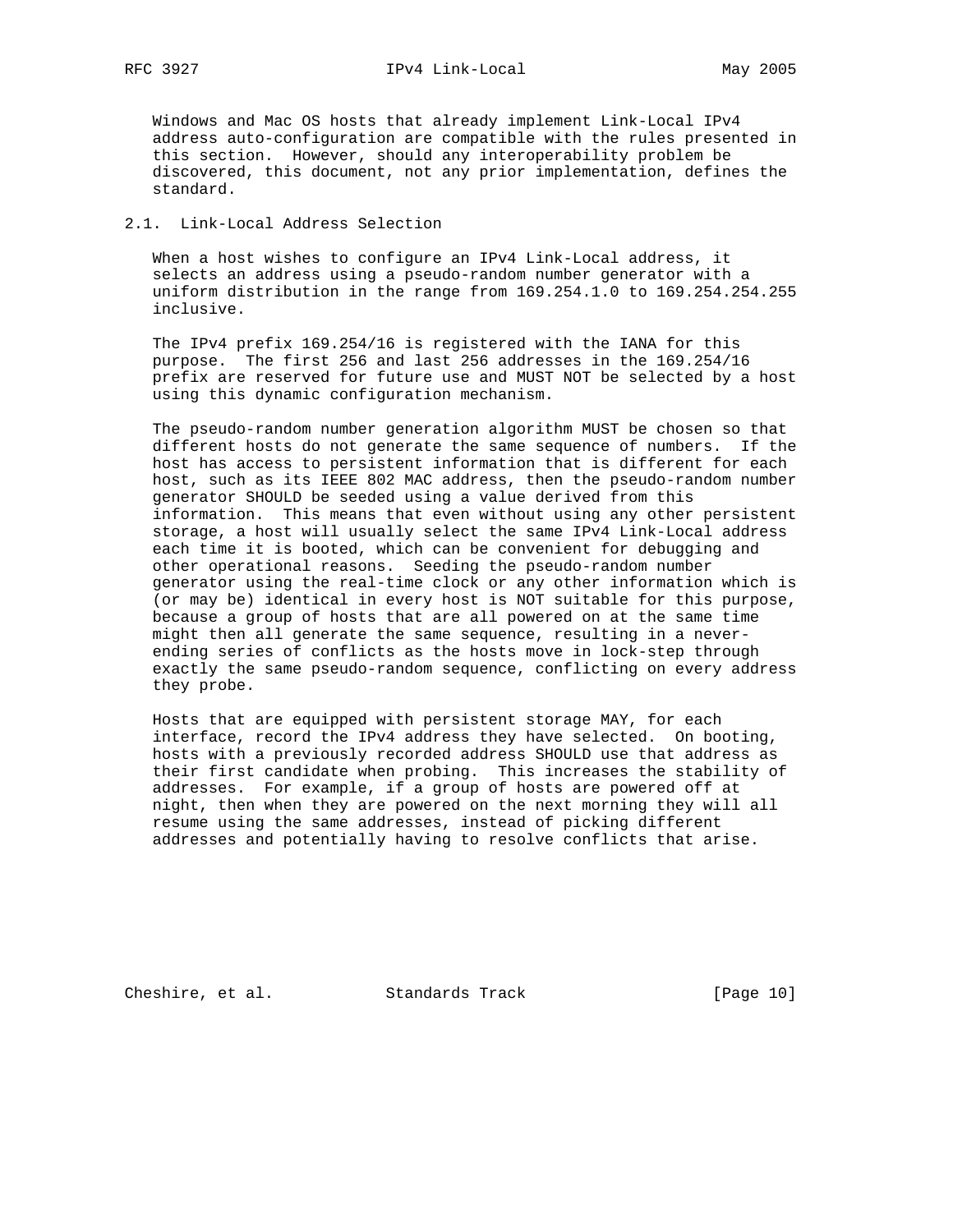Windows and Mac OS hosts that already implement Link-Local IPv4 address auto-configuration are compatible with the rules presented in this section. However, should any interoperability problem be discovered, this document, not any prior implementation, defines the standard.

### 2.1. Link-Local Address Selection

When a host wishes to configure an IPv4 Link-Local address, it selects an address using a pseudo-random number generator with a uniform distribution in the range from 169.254.1.0 to 169.254.254.255 inclusive.

The IPv4 prefix 169.254/16 is registered with the IANA for this purpose. The first 256 and last 256 addresses in the 169.254/16 prefix are reserved for future use and MUST NOT be selected by a host using this dynamic configuration mechanism.

The pseudo-random number generation algorithm MUST be chosen so that different hosts do not generate the same sequence of numbers. If the host has access to persistent information that is different for each host, such as its IEEE 802 MAC address, then the pseudo-random number generator SHOULD be seeded using a value derived from this information. This means that even without using any other persistent storage, a host will usually select the same IPv4 Link-Local address each time it is booted, which can be convenient for debugging and other operational reasons. Seeding the pseudo-random number generator using the real-time clock or any other information which is (or may be) identical in every host is NOT suitable for this purpose, because a group of hosts that are all powered on at the same time might then all generate the same sequence, resulting in a never-ending series of conflicts as the hosts move in lock-step through exactly the same pseudo-random sequence, conflicting on every address they probe.

Hosts that are equipped with persistent storage MAY, for each interface, record the IPv4 address they have selected. On booting, hosts with a previously recorded address SHOULD use that address as their first candidate when probing. This increases the stability of addresses. For example, if a group of hosts are powered off at night, then when they are powered on the next morning they will all resume using the same addresses, instead of picking different addresses and potentially having to resolve conflicts that arise.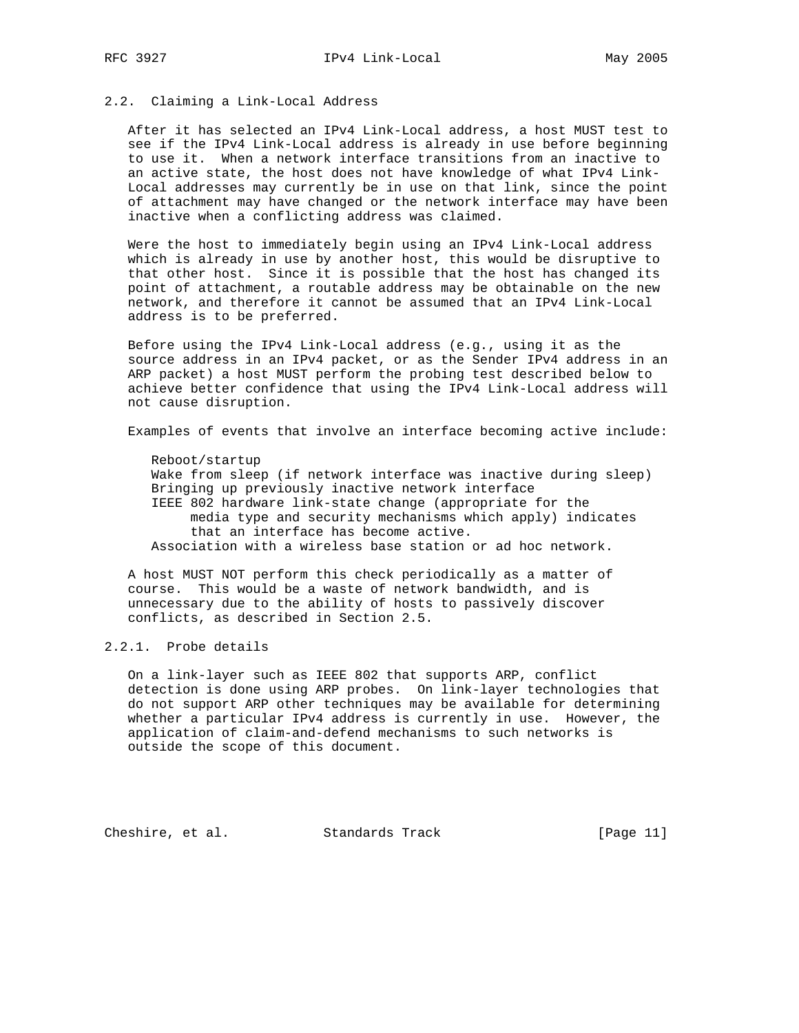### 2.2. Claiming a Link-Local Address

After it has selected an IPv4 Link-Local address, a host MUST test to see if the IPv4 Link-Local address is already in use before beginning to use it. When a network interface transitions from an inactive to an active state, the host does not have knowledge of what IPv4 Link-Local addresses may currently be in use on that link, since the point of attachment may have changed or the network interface may have been inactive when a conflicting address was claimed.

Were the host to immediately begin using an IPv4 Link-Local address which is already in use by another host, this would be disruptive to that other host. Since it is possible that the host has changed its point of attachment, a routable address may be obtainable on the new network, and therefore it cannot be assumed that an IPv4 Link-Local address is to be preferred.

Before using the IPv4 Link-Local address (e.g., using it as the source address in an IPv4 packet, or as the Sender IPv4 address in an ARP packet) a host MUST perform the probing test described below to achieve better confidence that using the IPv4 Link-Local address will not cause disruption.

Examples of events that involve an interface becoming active include:

- Reboot/startup
- Wake from sleep (if network interface was inactive during sleep)
- Bringing up previously inactive network interface
- IEEE 802 hardware link-state change (appropriate for the media type and security mechanisms which apply) indicates that an interface has become active.
- Association with a wireless base station or ad hoc network.

A host MUST NOT perform this check periodically as a matter of course. This would be a waste of network bandwidth, and is unnecessary due to the ability of hosts to passively discover conflicts, as described in Section 2.5.

#### 2.2.1. Probe details

On a link-layer such as IEEE 802 that supports ARP, conflict detection is done using ARP probes. On link-layer technologies that do not support ARP other techniques may be available for determining whether a particular IPv4 address is currently in use. However, the application of claim-and-defend mechanisms to such networks is outside the scope of this document.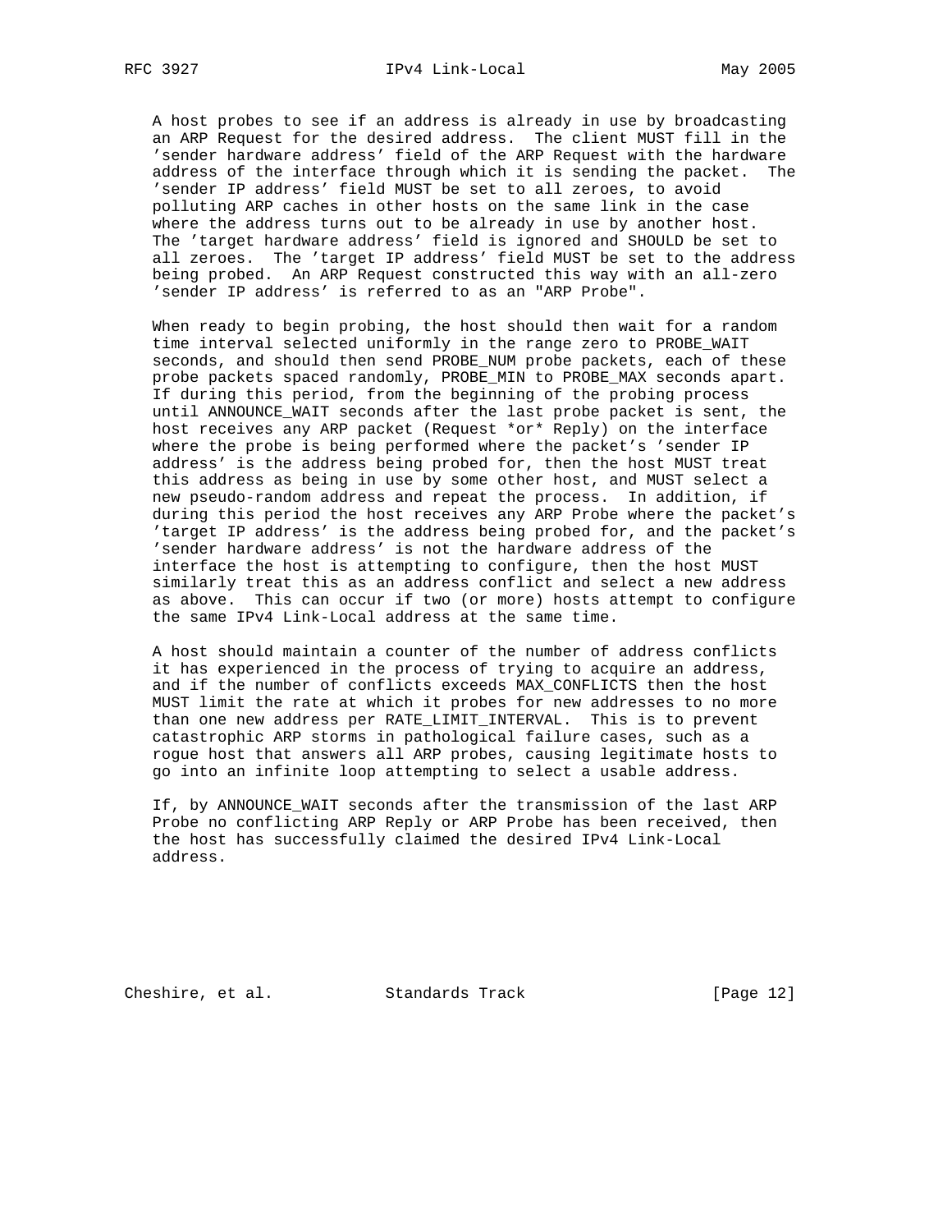A host probes to see if an address is already in use by broadcasting an ARP Request for the desired address. The client MUST fill in the 'sender hardware address' field of the ARP Request with the hardware address of the interface through which it is sending the packet. The 'sender IP address' field MUST be set to all zeroes, to avoid polluting ARP caches in other hosts on the same link in the case where the address turns out to be already in use by another host. The 'target hardware address' field is ignored and SHOULD be set to all zeroes. The 'target IP address' field MUST be set to the address being probed. An ARP Request constructed this way with an all-zero 'sender IP address' is referred to as an "ARP Probe".

When ready to begin probing, the host should then wait for a random time interval selected uniformly in the range zero to PROBE_WAIT seconds, and should then send PROBE_NUM probe packets, each of these probe packets spaced randomly, PROBE_MIN to PROBE_MAX seconds apart. If during this period, from the beginning of the probing process until ANNOUNCE_WAIT seconds after the last probe packet is sent, the host receives any ARP packet (Request *or* Reply) on the interface where the probe is being performed where the packet's 'sender IP address' is the address being probed for, then the host MUST treat this address as being in use by some other host, and MUST select a new pseudo-random address and repeat the process. In addition, if during this period the host receives any ARP Probe where the packet's 'target IP address' is the address being probed for, and the packet's 'sender hardware address' is not the hardware address of the interface the host is attempting to configure, then the host MUST similarly treat this as an address conflict and select a new address as above. This can occur if two (or more) hosts attempt to configure the same IPv4 Link-Local address at the same time.

A host should maintain a counter of the number of address conflicts it has experienced in the process of trying to acquire an address, and if the number of conflicts exceeds MAX_CONFLICTS then the host MUST limit the rate at which it probes for new addresses to no more than one new address per RATE_LIMIT_INTERVAL. This is to prevent catastrophic ARP storms in pathological failure cases, such as a rogue host that answers all ARP probes, causing legitimate hosts to go into an infinite loop attempting to select a usable address.

If, by ANNOUNCE_WAIT seconds after the transmission of the last ARP Probe no conflicting ARP Reply or ARP Probe has been received, then the host has successfully claimed the desired IPv4 Link-Local address.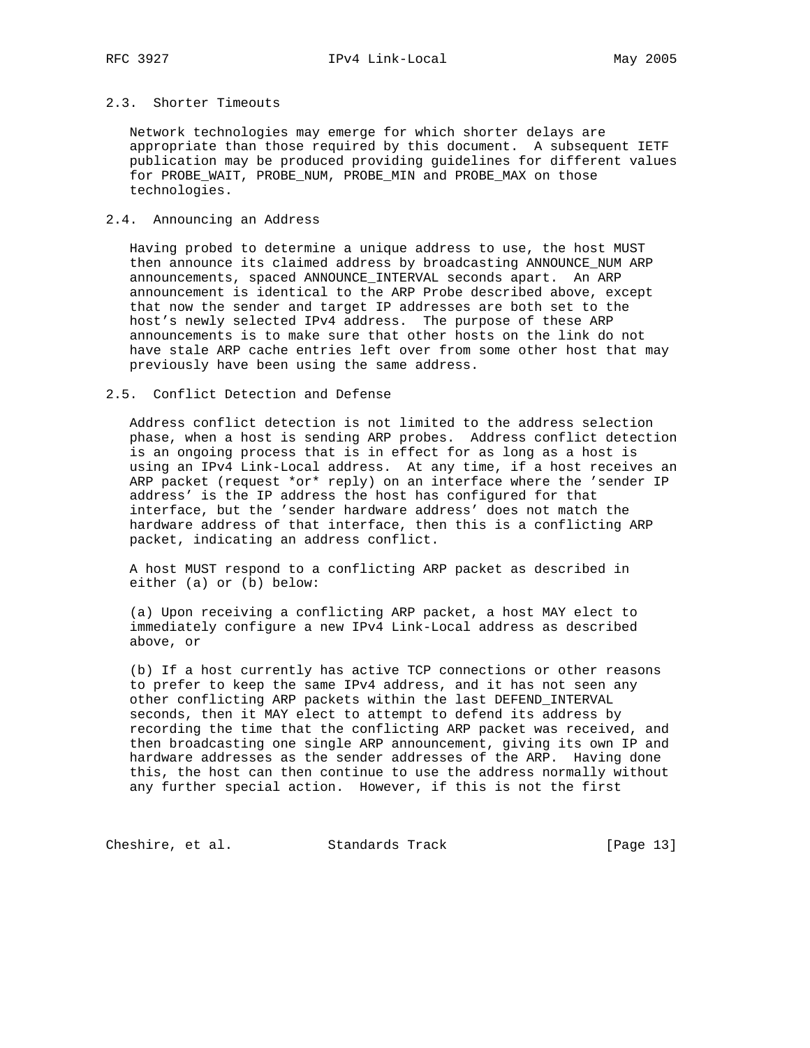### 2.3. Shorter Timeouts

Network technologies may emerge for which shorter delays are appropriate than those required by this document. A subsequent IETF publication may be produced providing guidelines for different values for PROBE_WAIT, PROBE_NUM, PROBE_MIN and PROBE_MAX on those technologies.

### 2.4. Announcing an Address

Having probed to determine a unique address to use, the host MUST then announce its claimed address by broadcasting ANNOUNCE_NUM ARP announcements, spaced ANNOUNCE_INTERVAL seconds apart. An ARP announcement is identical to the ARP Probe described above, except that now the sender and target IP addresses are both set to the host's newly selected IPv4 address. The purpose of these ARP announcements is to make sure that other hosts on the link do not have stale ARP cache entries left over from some other host that may previously have been using the same address.

### 2.5. Conflict Detection and Defense

Address conflict detection is not limited to the address selection phase, when a host is sending ARP probes. Address conflict detection is an ongoing process that is in effect for as long as a host is using an IPv4 Link-Local address. At any time, if a host receives an ARP packet (request *or* reply) on an interface where the 'sender IP address' is the IP address the host has configured for that interface, but the 'sender hardware address' does not match the hardware address of that interface, then this is a conflicting ARP packet, indicating an address conflict.

A host MUST respond to a conflicting ARP packet as described in either (a) or (b) below:

(a) Upon receiving a conflicting ARP packet, a host MAY elect to immediately configure a new IPv4 Link-Local address as described above, or

(b) If a host currently has active TCP connections or other reasons to prefer to keep the same IPv4 address, and it has not seen any other conflicting ARP packets within the last DEFEND_INTERVAL seconds, then it MAY elect to attempt to defend its address by recording the time that the conflicting ARP packet was received, and then broadcasting one single ARP announcement, giving its own IP and hardware addresses as the sender addresses of the ARP. Having done this, the host can then continue to use the address normally without any further special action. However, if this is not the first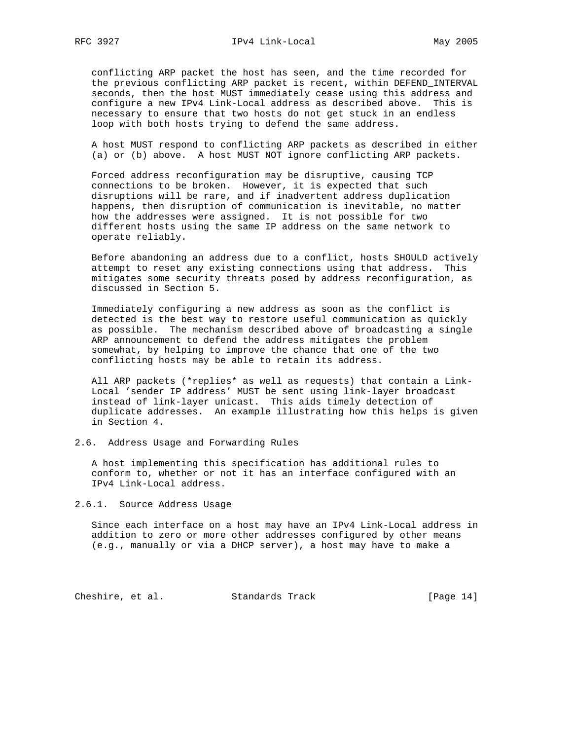conflicting ARP packet the host has seen, and the time recorded for the previous conflicting ARP packet is recent, within DEFEND_INTERVAL seconds, then the host MUST immediately cease using this address and configure a new IPv4 Link-Local address as described above. This is necessary to ensure that two hosts do not get stuck in an endless loop with both hosts trying to defend the same address.

A host MUST respond to conflicting ARP packets as described in either (a) or (b) above. A host MUST NOT ignore conflicting ARP packets.

Forced address reconfiguration may be disruptive, causing TCP connections to be broken. However, it is expected that such disruptions will be rare, and if inadvertent address duplication happens, then disruption of communication is inevitable, no matter how the addresses were assigned. It is not possible for two different hosts using the same IP address on the same network to operate reliably.

Before abandoning an address due to a conflict, hosts SHOULD actively attempt to reset any existing connections using that address. This mitigates some security threats posed by address reconfiguration, as discussed in Section 5.

Immediately configuring a new address as soon as the conflict is detected is the best way to restore useful communication as quickly as possible. The mechanism described above of broadcasting a single ARP announcement to defend the address mitigates the problem somewhat, by helping to improve the chance that one of the two conflicting hosts may be able to retain its address.

All ARP packets (*replies* as well as requests) that contain a Link-Local 'sender IP address' MUST be sent using link-layer broadcast instead of link-layer unicast. This aids timely detection of duplicate addresses. An example illustrating how this helps is given in Section 4.

## 2.6. Address Usage and Forwarding Rules

A host implementing this specification has additional rules to conform to, whether or not it has an interface configured with an IPv4 Link-Local address.

### 2.6.1. Source Address Usage

Since each interface on a host may have an IPv4 Link-Local address in addition to zero or more other addresses configured by other means (e.g., manually or via a DHCP server), a host may have to make a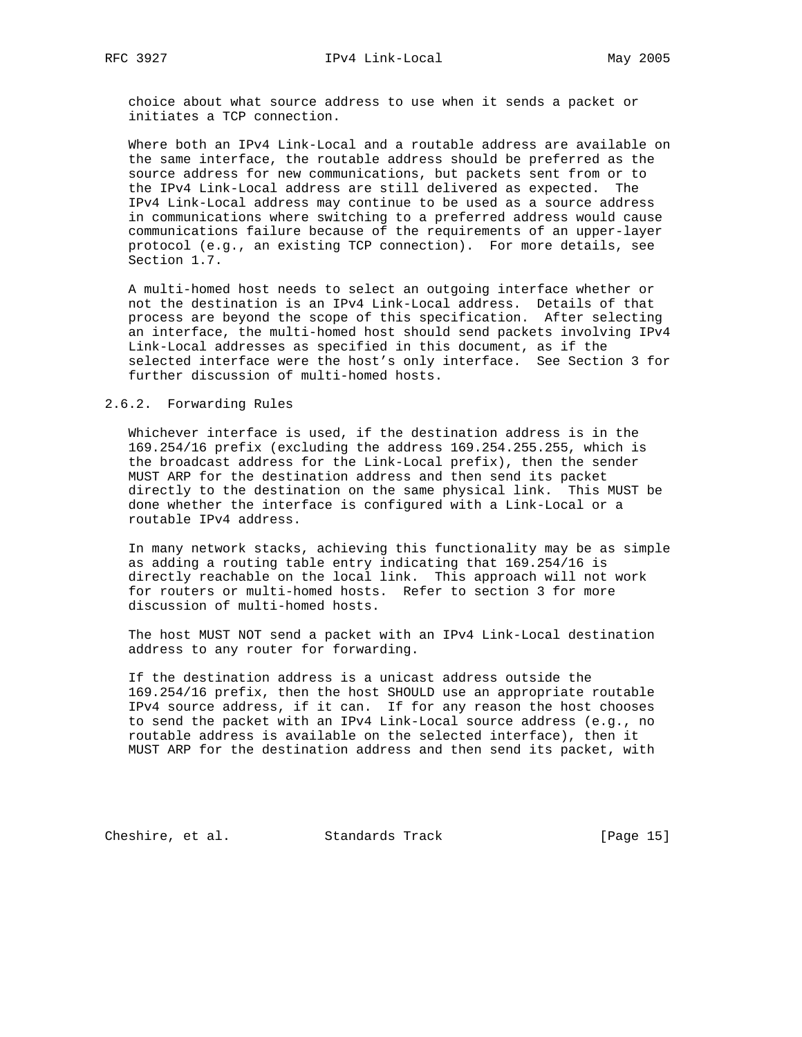choice about what source address to use when it sends a packet or initiates a TCP connection.

Where both an IPv4 Link-Local and a routable address are available on the same interface, the routable address should be preferred as the source address for new communications, but packets sent from or to the IPv4 Link-Local address are still delivered as expected. The IPv4 Link-Local address may continue to be used as a source address in communications where switching to a preferred address would cause communications failure because of the requirements of an upper-layer protocol (e.g., an existing TCP connection). For more details, see Section 1.7.

A multi-homed host needs to select an outgoing interface whether or not the destination is an IPv4 Link-Local address. Details of that process are beyond the scope of this specification. After selecting an interface, the multi-homed host should send packets involving IPv4 Link-Local addresses as specified in this document, as if the selected interface were the host's only interface. See Section 3 for further discussion of multi-homed hosts.

### 2.6.2. Forwarding Rules

Whichever interface is used, if the destination address is in the 169.254/16 prefix (excluding the address 169.254.255.255, which is the broadcast address for the Link-Local prefix), then the sender MUST ARP for the destination address and then send its packet directly to the destination on the same physical link. This MUST be done whether the interface is configured with a Link-Local or a routable IPv4 address.

In many network stacks, achieving this functionality may be as simple as adding a routing table entry indicating that 169.254/16 is directly reachable on the local link. This approach will not work for routers or multi-homed hosts. Refer to section 3 for more discussion of multi-homed hosts.

The host MUST NOT send a packet with an IPv4 Link-Local destination address to any router for forwarding.

If the destination address is a unicast address outside the 169.254/16 prefix, then the host SHOULD use an appropriate routable IPv4 source address, if it can. If for any reason the host chooses to send the packet with an IPv4 Link-Local source address (e.g., no routable address is available on the selected interface), then it MUST ARP for the destination address and then send its packet, with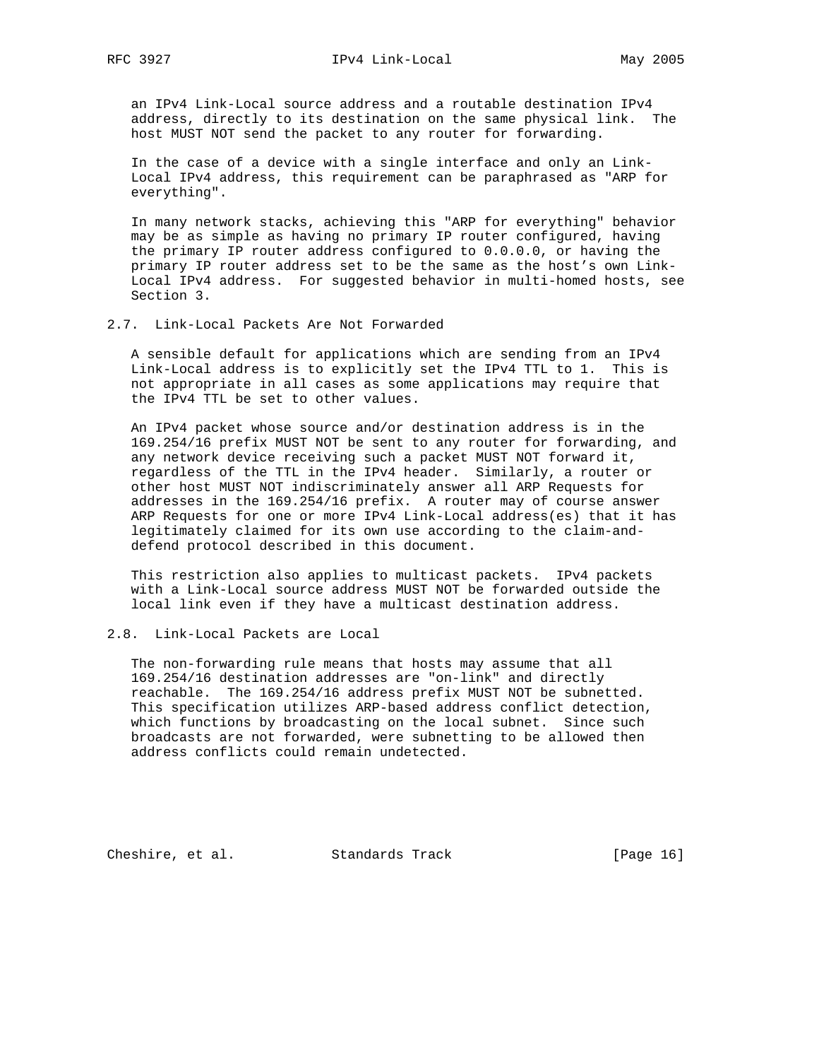an IPv4 Link-Local source address and a routable destination IPv4 address, directly to its destination on the same physical link. The host MUST NOT send the packet to any router for forwarding.

In the case of a device with a single interface and only an Link-Local IPv4 address, this requirement can be paraphrased as "ARP for everything".

In many network stacks, achieving this "ARP for everything" behavior may be as simple as having no primary IP router configured, having the primary IP router address configured to 0.0.0.0, or having the primary IP router address set to be the same as the host's own Link-Local IPv4 address. For suggested behavior in multi-homed hosts, see Section 3.

### 2.7. Link-Local Packets Are Not Forwarded

A sensible default for applications which are sending from an IPv4 Link-Local address is to explicitly set the IPv4 TTL to 1. This is not appropriate in all cases as some applications may require that the IPv4 TTL be set to other values.

An IPv4 packet whose source and/or destination address is in the 169.254/16 prefix MUST NOT be sent to any router for forwarding, and any network device receiving such a packet MUST NOT forward it, regardless of the TTL in the IPv4 header. Similarly, a router or other host MUST NOT indiscriminately answer all ARP Requests for addresses in the 169.254/16 prefix. A router may of course answer ARP Requests for one or more IPv4 Link-Local address(es) that it has legitimately claimed for its own use according to the claim-and-defend protocol described in this document.

This restriction also applies to multicast packets. IPv4 packets with a Link-Local source address MUST NOT be forwarded outside the local link even if they have a multicast destination address.

### 2.8. Link-Local Packets are Local

The non-forwarding rule means that hosts may assume that all 169.254/16 destination addresses are "on-link" and directly reachable. The 169.254/16 address prefix MUST NOT be subnetted. This specification utilizes ARP-based address conflict detection, which functions by broadcasting on the local subnet. Since such broadcasts are not forwarded, were subnetting to be allowed then address conflicts could remain undetected.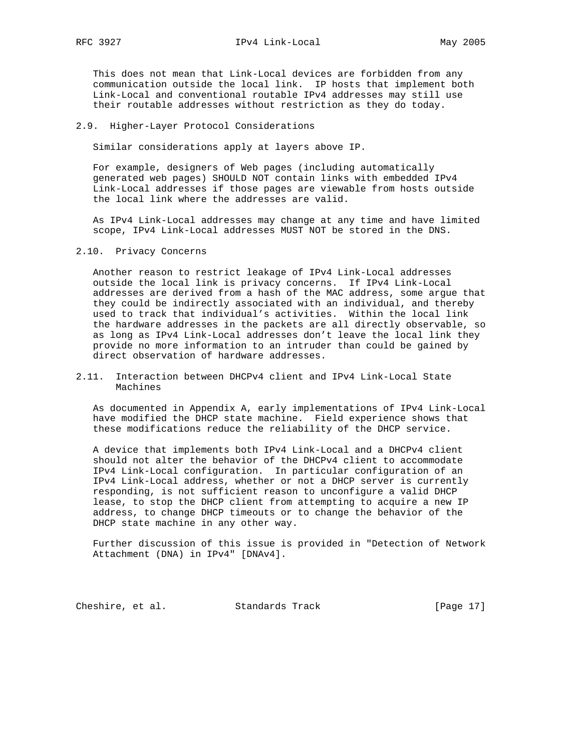This does not mean that Link-Local devices are forbidden from any communication outside the local link. IP hosts that implement both Link-Local and conventional routable IPv4 addresses may still use their routable addresses without restriction as they do today.

### 2.9. Higher-Layer Protocol Considerations

Similar considerations apply at layers above IP.

For example, designers of Web pages (including automatically generated web pages) SHOULD NOT contain links with embedded IPv4 Link-Local addresses if those pages are viewable from hosts outside the local link where the addresses are valid.

As IPv4 Link-Local addresses may change at any time and have limited scope, IPv4 Link-Local addresses MUST NOT be stored in the DNS.

### 2.10. Privacy Concerns

Another reason to restrict leakage of IPv4 Link-Local addresses outside the local link is privacy concerns. If IPv4 Link-Local addresses are derived from a hash of the MAC address, some argue that they could be indirectly associated with an individual, and thereby used to track that individual's activities. Within the local link the hardware addresses in the packets are all directly observable, so as long as IPv4 Link-Local addresses don't leave the local link they provide no more information to an intruder than could be gained by direct observation of hardware addresses.

### 2.11. Interaction between DHCPv4 client and IPv4 Link-Local State Machines

As documented in Appendix A, early implementations of IPv4 Link-Local have modified the DHCP state machine. Field experience shows that these modifications reduce the reliability of the DHCP service.

A device that implements both IPv4 Link-Local and a DHCPv4 client should not alter the behavior of the DHCPv4 client to accommodate IPv4 Link-Local configuration. In particular configuration of an IPv4 Link-Local address, whether or not a DHCP server is currently responding, is not sufficient reason to unconfigure a valid DHCP lease, to stop the DHCP client from attempting to acquire a new IP address, to change DHCP timeouts or to change the behavior of the DHCP state machine in any other way.

Further discussion of this issue is provided in "Detection of Network Attachment (DNA) in IPv4" [DNAv4].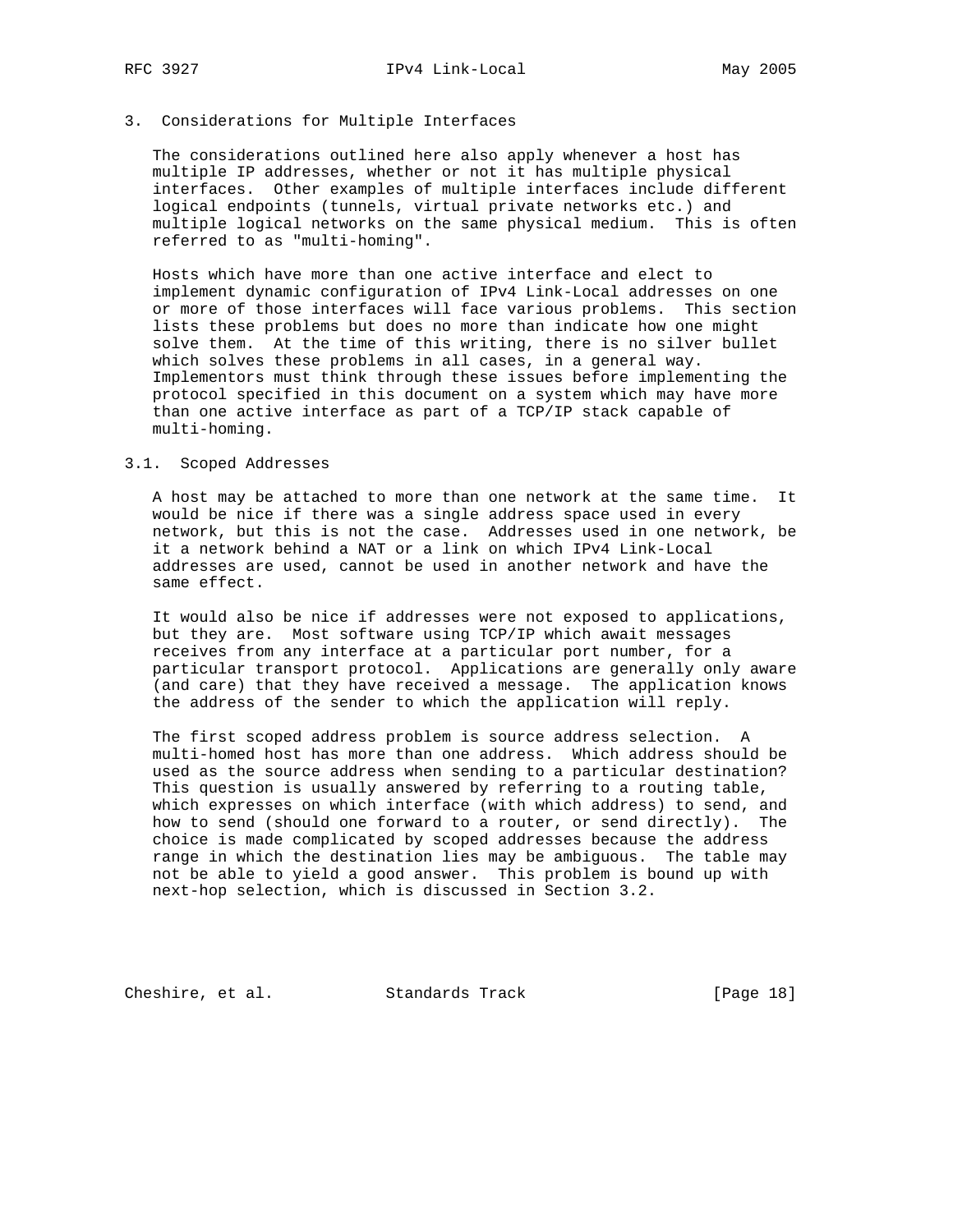## 3. Considerations for Multiple Interfaces

The considerations outlined here also apply whenever a host has multiple IP addresses, whether or not it has multiple physical interfaces. Other examples of multiple interfaces include different logical endpoints (tunnels, virtual private networks etc.) and multiple logical networks on the same physical medium. This is often referred to as "multi-homing".

Hosts which have more than one active interface and elect to implement dynamic configuration of IPv4 Link-Local addresses on one or more of those interfaces will face various problems. This section lists these problems but does no more than indicate how one might solve them. At the time of this writing, there is no silver bullet which solves these problems in all cases, in a general way. Implementors must think through these issues before implementing the protocol specified in this document on a system which may have more than one active interface as part of a TCP/IP stack capable of multi-homing.

### 3.1. Scoped Addresses

A host may be attached to more than one network at the same time. It would be nice if there was a single address space used in every network, but this is not the case. Addresses used in one network, be it a network behind a NAT or a link on which IPv4 Link-Local addresses are used, cannot be used in another network and have the same effect.

It would also be nice if addresses were not exposed to applications, but they are. Most software using TCP/IP which await messages receives from any interface at a particular port number, for a particular transport protocol. Applications are generally only aware (and care) that they have received a message. The application knows the address of the sender to which the application will reply.

The first scoped address problem is source address selection. A multi-homed host has more than one address. Which address should be used as the source address when sending to a particular destination? This question is usually answered by referring to a routing table, which expresses on which interface (with which address) to send, and how to send (should one forward to a router, or send directly). The choice is made complicated by scoped addresses because the address range in which the destination lies may be ambiguous. The table may not be able to yield a good answer. This problem is bound up with next-hop selection, which is discussed in Section 3.2.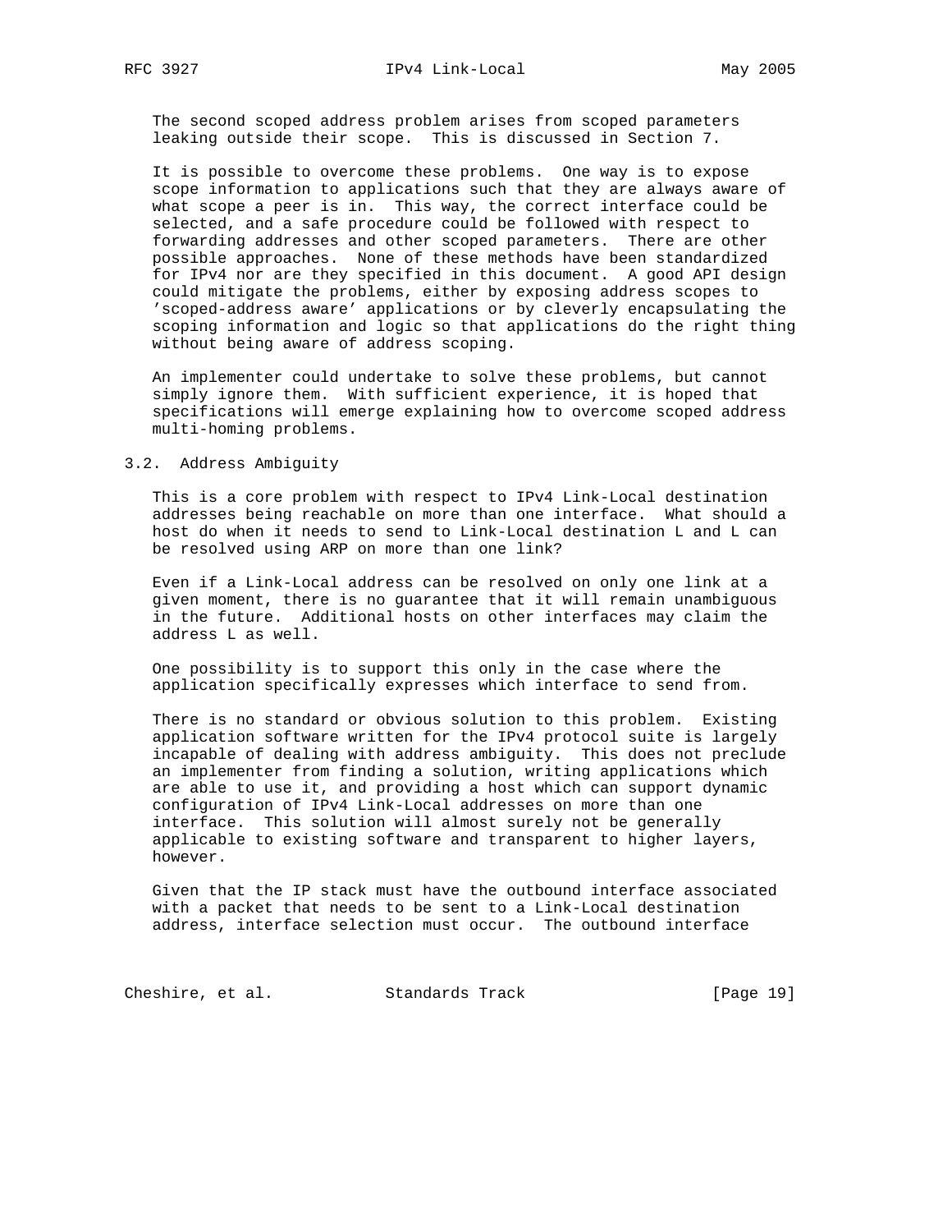The second scoped address problem arises from scoped parameters leaking outside their scope. This is discussed in Section 7.

It is possible to overcome these problems. One way is to expose scope information to applications such that they are always aware of what scope a peer is in. This way, the correct interface could be selected, and a safe procedure could be followed with respect to forwarding addresses and other scoped parameters. There are other possible approaches. None of these methods have been standardized for IPv4 nor are they specified in this document. A good API design could mitigate the problems, either by exposing address scopes to 'scoped-address aware' applications or by cleverly encapsulating the scoping information and logic so that applications do the right thing without being aware of address scoping.

An implementer could undertake to solve these problems, but cannot simply ignore them. With sufficient experience, it is hoped that specifications will emerge explaining how to overcome scoped address multi-homing problems.

## 3.2. Address Ambiguity

This is a core problem with respect to IPv4 Link-Local destination addresses being reachable on more than one interface. What should a host do when it needs to send to Link-Local destination L and L can be resolved using ARP on more than one link?

Even if a Link-Local address can be resolved on only one link at a given moment, there is no guarantee that it will remain unambiguous in the future. Additional hosts on other interfaces may claim the address L as well.

One possibility is to support this only in the case where the application specifically expresses which interface to send from.

There is no standard or obvious solution to this problem. Existing application software written for the IPv4 protocol suite is largely incapable of dealing with address ambiguity. This does not preclude an implementer from finding a solution, writing applications which are able to use it, and providing a host which can support dynamic configuration of IPv4 Link-Local addresses on more than one interface. This solution will almost surely not be generally applicable to existing software and transparent to higher layers, however.

Given that the IP stack must have the outbound interface associated with a packet that needs to be sent to a Link-Local destination address, interface selection must occur. The outbound interface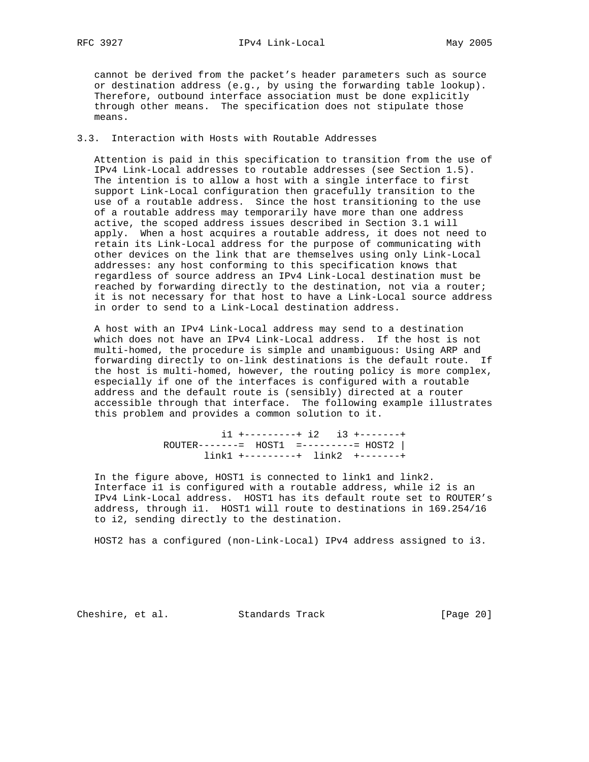cannot be derived from the packet's header parameters such as source or destination address (e.g., by using the forwarding table lookup). Therefore, outbound interface association must be done explicitly through other means. The specification does not stipulate those means.

### 3.3. Interaction with Hosts with Routable Addresses

Attention is paid in this specification to transition from the use of IPv4 Link-Local addresses to routable addresses (see Section 1.5). The intention is to allow a host with a single interface to first support Link-Local configuration then gracefully transition to the use of a routable address. Since the host transitioning to the use of a routable address may temporarily have more than one address active, the scoped address issues described in Section 3.1 will apply. When a host acquires a routable address, it does not need to retain its Link-Local address for the purpose of communicating with other devices on the link that are themselves using only Link-Local addresses: any host conforming to this specification knows that regardless of source address an IPv4 Link-Local destination must be reached by forwarding directly to the destination, not via a router; it is not necessary for that host to have a Link-Local source address in order to send to a Link-Local destination address.

A host with an IPv4 Link-Local address may send to a destination which does not have an IPv4 Link-Local address. If the host is not multi-homed, the procedure is simple and unambiguous: Using ARP and forwarding directly to on-link destinations is the default route. If the host is multi-homed, however, the routing policy is more complex, especially if one of the interfaces is configured with a routable address and the default route is (sensibly) directed at a router accessible through that interface. The following example illustrates this problem and provides a common solution to it.

```
                 i1 +---------+ i2   i3 +-------+
      ROUTER-------=  HOST1  =---------= HOST2 |
             link1 +---------+  link2  +-------+
```

In the figure above, HOST1 is connected to link1 and link2. Interface i1 is configured with a routable address, while i2 is an IPv4 Link-Local address. HOST1 has its default route set to ROUTER's address, through i1. HOST1 will route to destinations in 169.254/16 to i2, sending directly to the destination.

HOST2 has a configured (non-Link-Local) IPv4 address assigned to i3.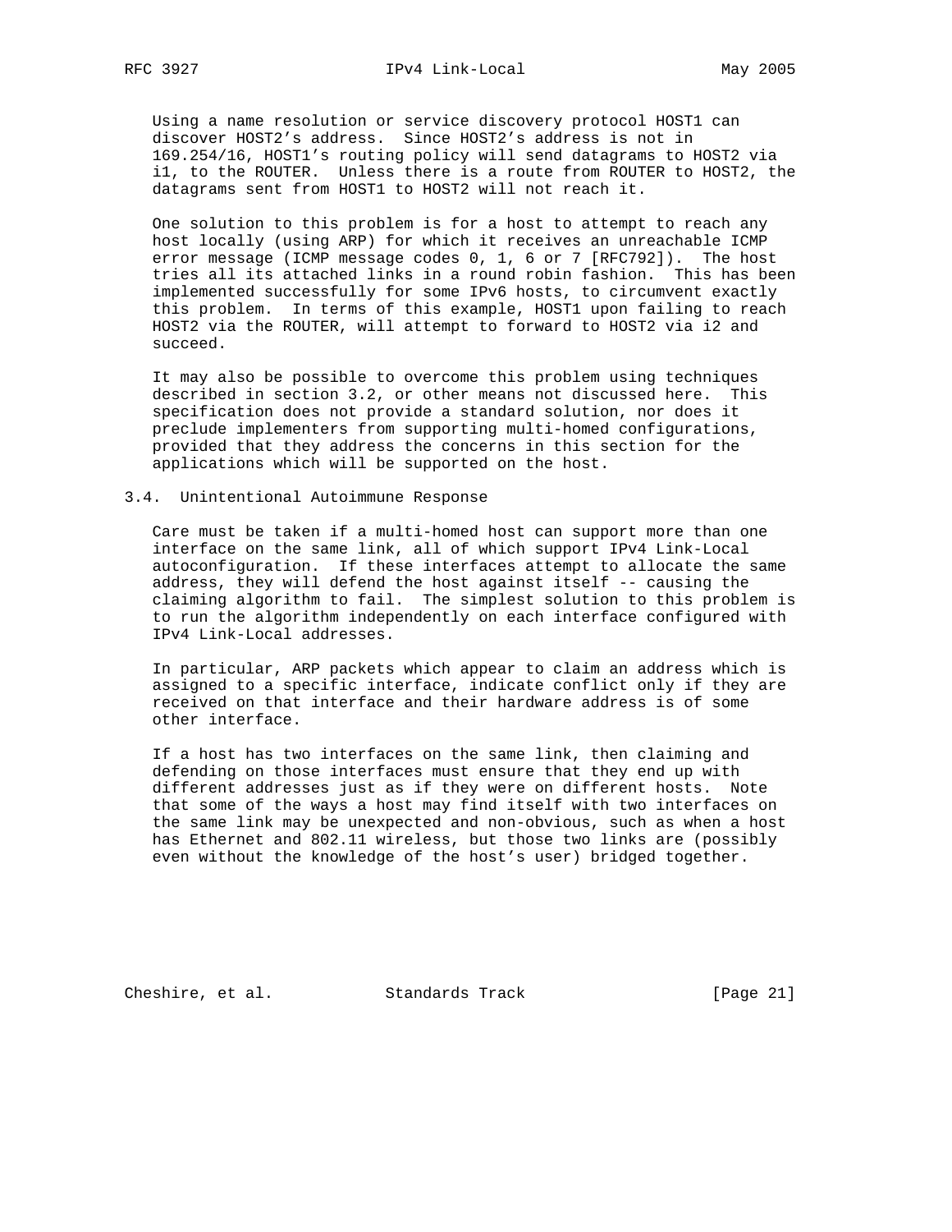Using a name resolution or service discovery protocol HOST1 can discover HOST2's address. Since HOST2's address is not in 169.254/16, HOST1's routing policy will send datagrams to HOST2 via i1, to the ROUTER. Unless there is a route from ROUTER to HOST2, the datagrams sent from HOST1 to HOST2 will not reach it.

One solution to this problem is for a host to attempt to reach any host locally (using ARP) for which it receives an unreachable ICMP error message (ICMP message codes 0, 1, 6 or 7 [RFC792]). The host tries all its attached links in a round robin fashion. This has been implemented successfully for some IPv6 hosts, to circumvent exactly this problem. In terms of this example, HOST1 upon failing to reach HOST2 via the ROUTER, will attempt to forward to HOST2 via i2 and succeed.

It may also be possible to overcome this problem using techniques described in section 3.2, or other means not discussed here. This specification does not provide a standard solution, nor does it preclude implementers from supporting multi-homed configurations, provided that they address the concerns in this section for the applications which will be supported on the host.

## 3.4. Unintentional Autoimmune Response

Care must be taken if a multi-homed host can support more than one interface on the same link, all of which support IPv4 Link-Local autoconfiguration. If these interfaces attempt to allocate the same address, they will defend the host against itself -- causing the claiming algorithm to fail. The simplest solution to this problem is to run the algorithm independently on each interface configured with IPv4 Link-Local addresses.

In particular, ARP packets which appear to claim an address which is assigned to a specific interface, indicate conflict only if they are received on that interface and their hardware address is of some other interface.

If a host has two interfaces on the same link, then claiming and defending on those interfaces must ensure that they end up with different addresses just as if they were on different hosts. Note that some of the ways a host may find itself with two interfaces on the same link may be unexpected and non-obvious, such as when a host has Ethernet and 802.11 wireless, but those two links are (possibly even without the knowledge of the host's user) bridged together.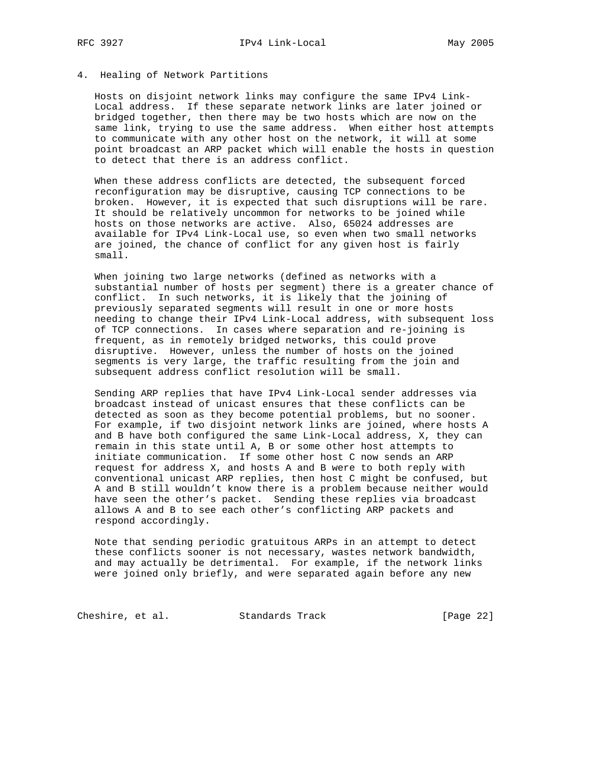## 4. Healing of Network Partitions

Hosts on disjoint network links may configure the same IPv4 Link-Local address. If these separate network links are later joined or bridged together, then there may be two hosts which are now on the same link, trying to use the same address. When either host attempts to communicate with any other host on the network, it will at some point broadcast an ARP packet which will enable the hosts in question to detect that there is an address conflict.

When these address conflicts are detected, the subsequent forced reconfiguration may be disruptive, causing TCP connections to be broken. However, it is expected that such disruptions will be rare. It should be relatively uncommon for networks to be joined while hosts on those networks are active. Also, 65024 addresses are available for IPv4 Link-Local use, so even when two small networks are joined, the chance of conflict for any given host is fairly small.

When joining two large networks (defined as networks with a substantial number of hosts per segment) there is a greater chance of conflict. In such networks, it is likely that the joining of previously separated segments will result in one or more hosts needing to change their IPv4 Link-Local address, with subsequent loss of TCP connections. In cases where separation and re-joining is frequent, as in remotely bridged networks, this could prove disruptive. However, unless the number of hosts on the joined segments is very large, the traffic resulting from the join and subsequent address conflict resolution will be small.

Sending ARP replies that have IPv4 Link-Local sender addresses via broadcast instead of unicast ensures that these conflicts can be detected as soon as they become potential problems, but no sooner. For example, if two disjoint network links are joined, where hosts A and B have both configured the same Link-Local address, X, they can remain in this state until A, B or some other host attempts to initiate communication. If some other host C now sends an ARP request for address X, and hosts A and B were to both reply with conventional unicast ARP replies, then host C might be confused, but A and B still wouldn't know there is a problem because neither would have seen the other's packet. Sending these replies via broadcast allows A and B to see each other's conflicting ARP packets and respond accordingly.

Note that sending periodic gratuitous ARPs in an attempt to detect these conflicts sooner is not necessary, wastes network bandwidth, and may actually be detrimental. For example, if the network links were joined only briefly, and were separated again before any new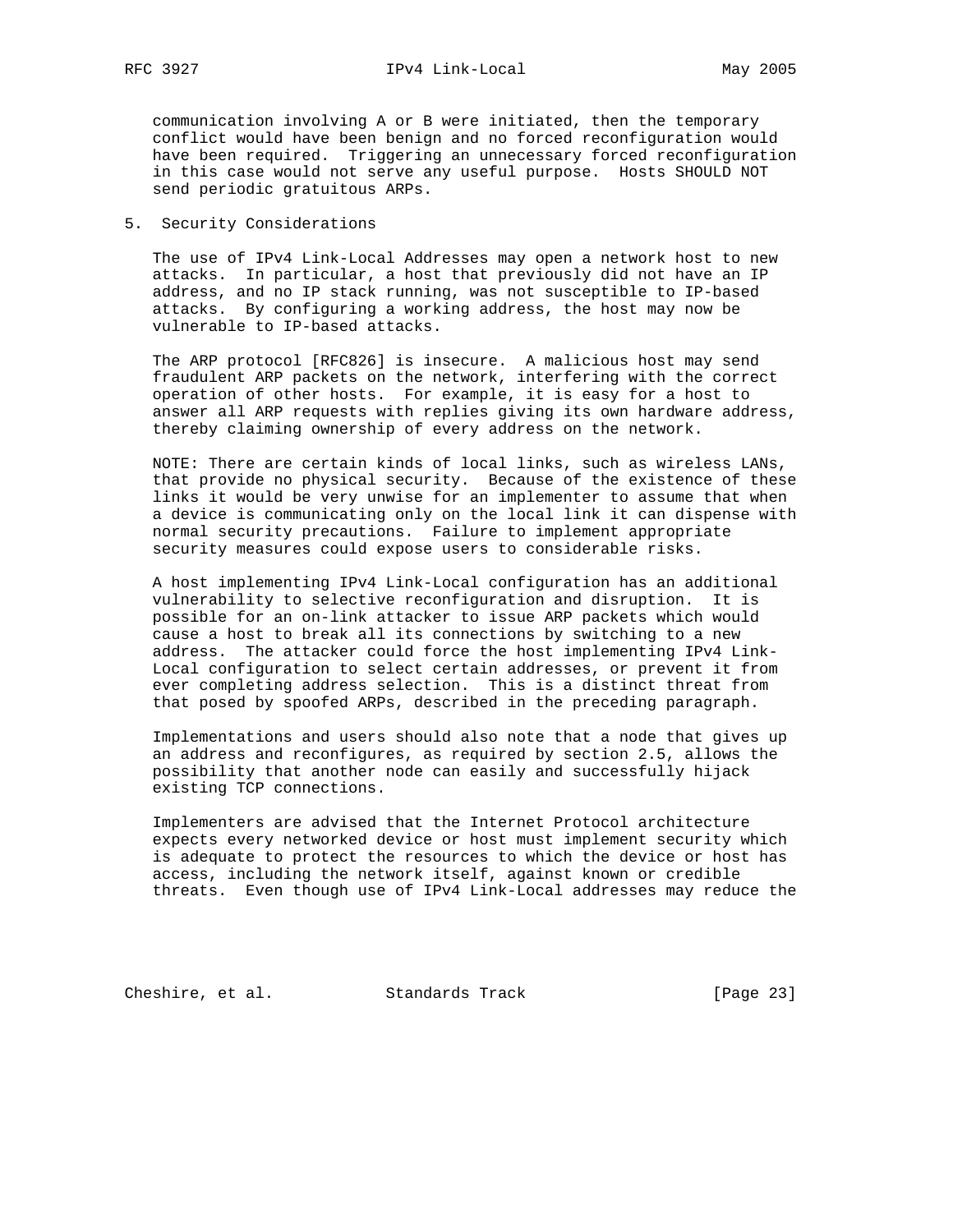communication involving A or B were initiated, then the temporary conflict would have been benign and no forced reconfiguration would have been required. Triggering an unnecessary forced reconfiguration in this case would not serve any useful purpose. Hosts SHOULD NOT send periodic gratuitous ARPs.

## 5. Security Considerations

The use of IPv4 Link-Local Addresses may open a network host to new attacks. In particular, a host that previously did not have an IP address, and no IP stack running, was not susceptible to IP-based attacks. By configuring a working address, the host may now be vulnerable to IP-based attacks.

The ARP protocol [RFC826] is insecure. A malicious host may send fraudulent ARP packets on the network, interfering with the correct operation of other hosts. For example, it is easy for a host to answer all ARP requests with replies giving its own hardware address, thereby claiming ownership of every address on the network.

NOTE: There are certain kinds of local links, such as wireless LANs, that provide no physical security. Because of the existence of these links it would be very unwise for an implementer to assume that when a device is communicating only on the local link it can dispense with normal security precautions. Failure to implement appropriate security measures could expose users to considerable risks.

A host implementing IPv4 Link-Local configuration has an additional vulnerability to selective reconfiguration and disruption. It is possible for an on-link attacker to issue ARP packets which would cause a host to break all its connections by switching to a new address. The attacker could force the host implementing IPv4 Link-Local configuration to select certain addresses, or prevent it from ever completing address selection. This is a distinct threat from that posed by spoofed ARPs, described in the preceding paragraph.

Implementations and users should also note that a node that gives up an address and reconfigures, as required by section 2.5, allows the possibility that another node can easily and successfully hijack existing TCP connections.

Implementers are advised that the Internet Protocol architecture expects every networked device or host must implement security which is adequate to protect the resources to which the device or host has access, including the network itself, against known or credible threats. Even though use of IPv4 Link-Local addresses may reduce the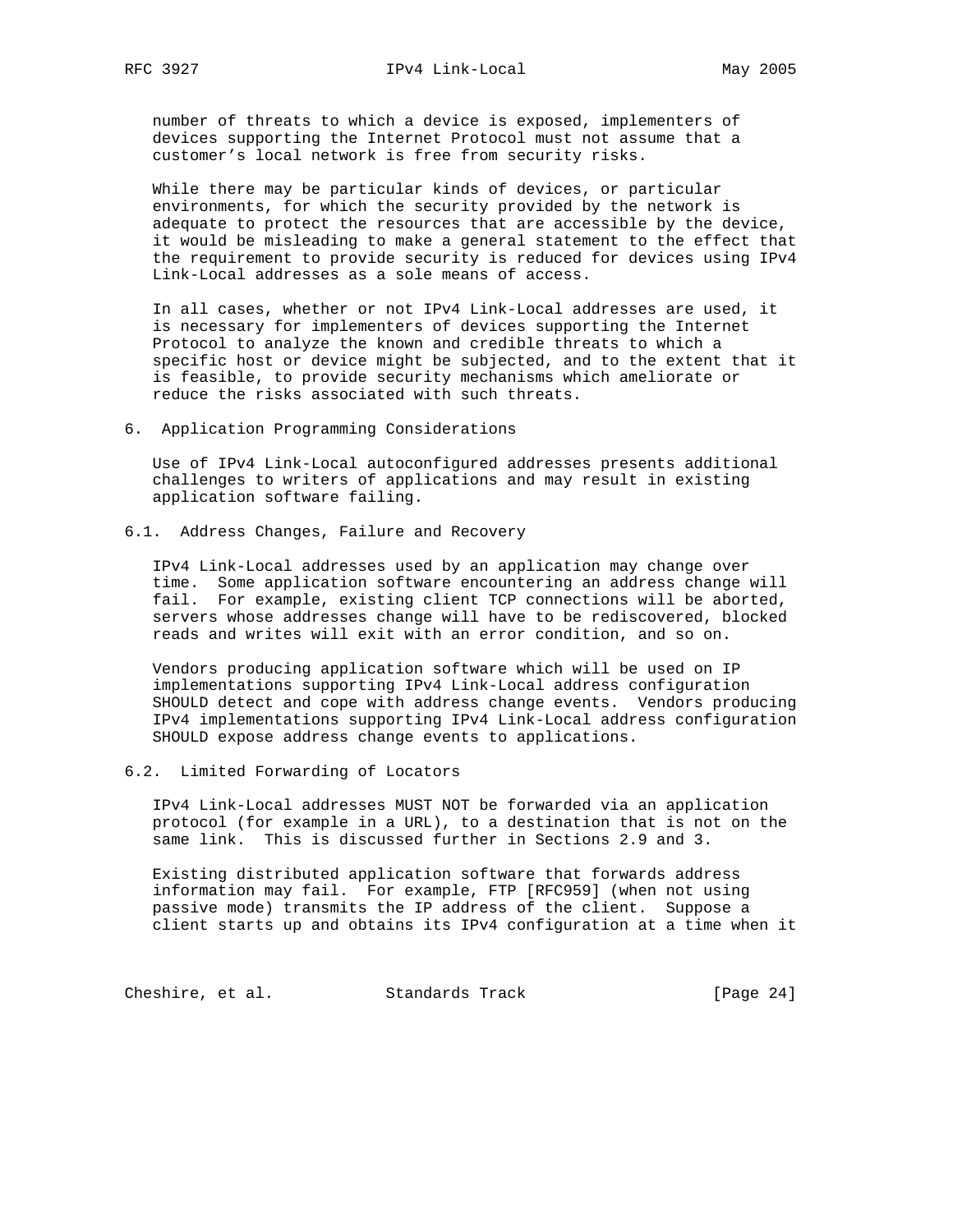number of threats to which a device is exposed, implementers of devices supporting the Internet Protocol must not assume that a customer's local network is free from security risks.

While there may be particular kinds of devices, or particular environments, for which the security provided by the network is adequate to protect the resources that are accessible by the device, it would be misleading to make a general statement to the effect that the requirement to provide security is reduced for devices using IPv4 Link-Local addresses as a sole means of access.

In all cases, whether or not IPv4 Link-Local addresses are used, it is necessary for implementers of devices supporting the Internet Protocol to analyze the known and credible threats to which a specific host or device might be subjected, and to the extent that it is feasible, to provide security mechanisms which ameliorate or reduce the risks associated with such threats.

## 6. Application Programming Considerations

Use of IPv4 Link-Local autoconfigured addresses presents additional challenges to writers of applications and may result in existing application software failing.

### 6.1. Address Changes, Failure and Recovery

IPv4 Link-Local addresses used by an application may change over time. Some application software encountering an address change will fail. For example, existing client TCP connections will be aborted, servers whose addresses change will have to be rediscovered, blocked reads and writes will exit with an error condition, and so on.

Vendors producing application software which will be used on IP implementations supporting IPv4 Link-Local address configuration SHOULD detect and cope with address change events. Vendors producing IPv4 implementations supporting IPv4 Link-Local address configuration SHOULD expose address change events to applications.

### 6.2. Limited Forwarding of Locators

IPv4 Link-Local addresses MUST NOT be forwarded via an application protocol (for example in a URL), to a destination that is not on the same link. This is discussed further in Sections 2.9 and 3.

Existing distributed application software that forwards address information may fail. For example, FTP [RFC959] (when not using passive mode) transmits the IP address of the client. Suppose a client starts up and obtains its IPv4 configuration at a time when it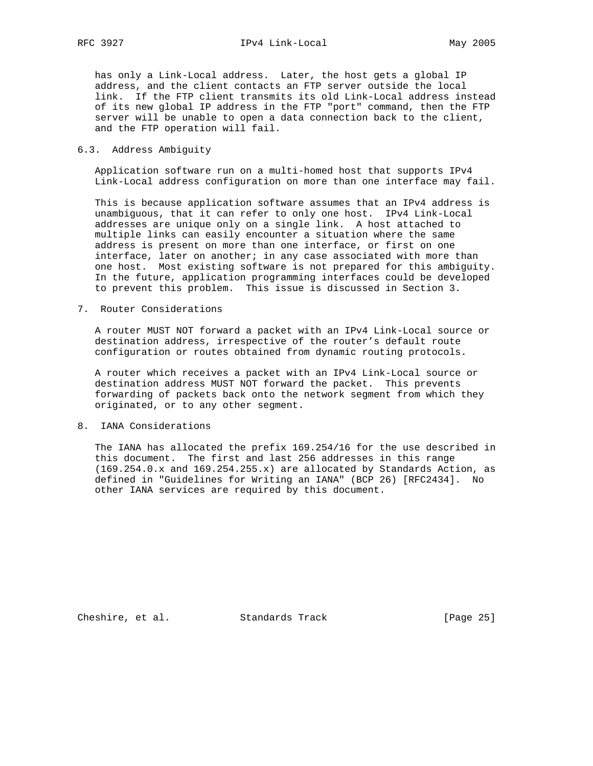has only a Link-Local address. Later, the host gets a global IP address, and the client contacts an FTP server outside the local link. If the FTP client transmits its old Link-Local address instead of its new global IP address in the FTP "port" command, then the FTP server will be unable to open a data connection back to the client, and the FTP operation will fail.

### 6.3. Address Ambiguity

Application software run on a multi-homed host that supports IPv4 Link-Local address configuration on more than one interface may fail.

This is because application software assumes that an IPv4 address is unambiguous, that it can refer to only one host. IPv4 Link-Local addresses are unique only on a single link. A host attached to multiple links can easily encounter a situation where the same address is present on more than one interface, or first on one interface, later on another; in any case associated with more than one host. Most existing software is not prepared for this ambiguity. In the future, application programming interfaces could be developed to prevent this problem. This issue is discussed in Section 3.

## 7. Router Considerations

A router MUST NOT forward a packet with an IPv4 Link-Local source or destination address, irrespective of the router's default route configuration or routes obtained from dynamic routing protocols.

A router which receives a packet with an IPv4 Link-Local source or destination address MUST NOT forward the packet. This prevents forwarding of packets back onto the network segment from which they originated, or to any other segment.

## 8. IANA Considerations

The IANA has allocated the prefix 169.254/16 for the use described in this document. The first and last 256 addresses in this range (169.254.0.x and 169.254.255.x) are allocated by Standards Action, as defined in "Guidelines for Writing an IANA" (BCP 26) [RFC2434]. No other IANA services are required by this document.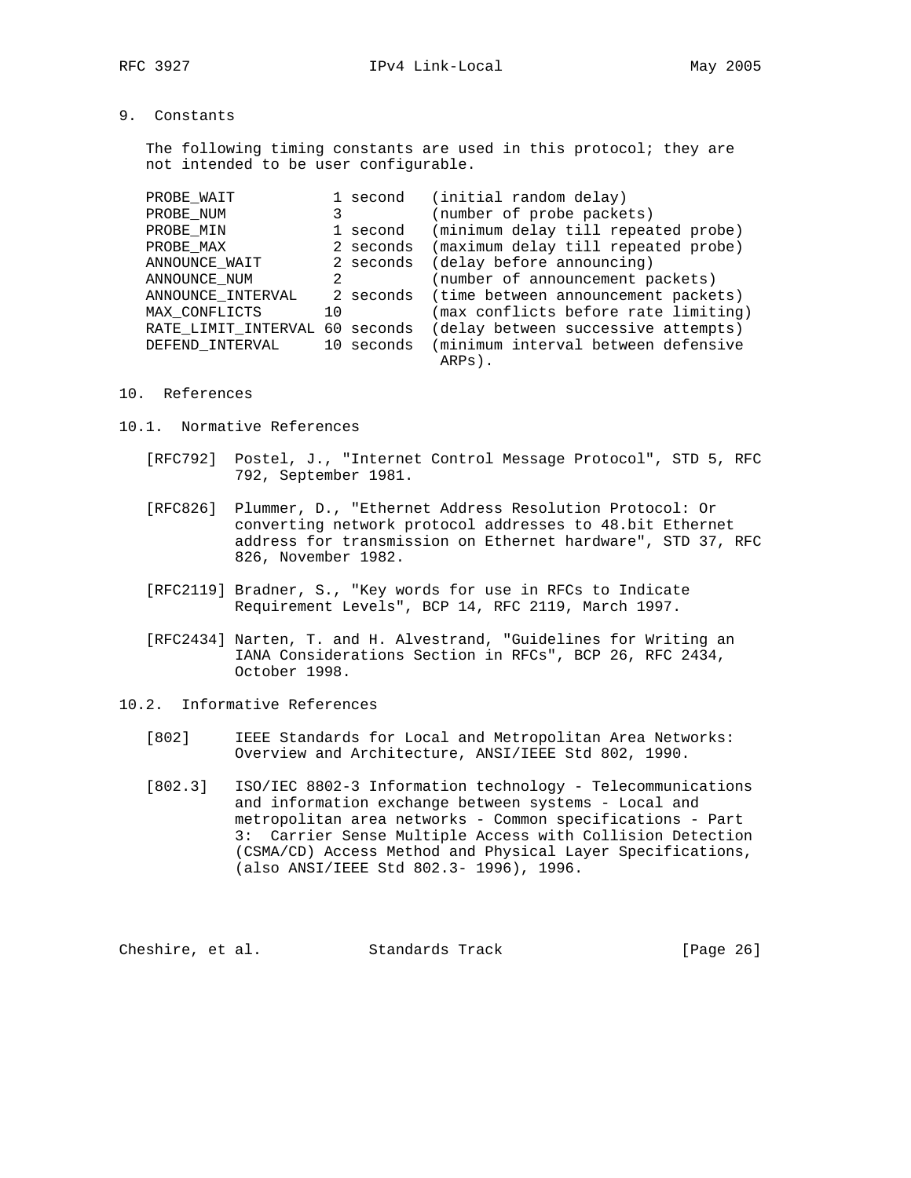## 9. Constants

The following timing constants are used in this protocol; they are not intended to be user configurable.

```
PROBE_WAIT           1 second   (initial random delay)
PROBE_NUM            3          (number of probe packets)
PROBE_MIN            1 second   (minimum delay till repeated probe)
PROBE_MAX            2 seconds  (maximum delay till repeated probe)
ANNOUNCE_WAIT        2 seconds  (delay before announcing)
ANNOUNCE_NUM         2          (number of announcement packets)
ANNOUNCE_INTERVAL    2 seconds  (time between announcement packets)
MAX_CONFLICTS       10          (max conflicts before rate limiting)
RATE_LIMIT_INTERVAL 60 seconds  (delay between successive attempts)
DEFEND_INTERVAL     10 seconds  (minimum interval between defensive
                                 ARPs).
```

## 10. References

### 10.1. Normative References

[RFC792] Postel, J., "Internet Control Message Protocol", STD 5, RFC 792, September 1981.

[RFC826] Plummer, D., "Ethernet Address Resolution Protocol: Or converting network protocol addresses to 48.bit Ethernet address for transmission on Ethernet hardware", STD 37, RFC 826, November 1982.

[RFC2119] Bradner, S., "Key words for use in RFCs to Indicate Requirement Levels", BCP 14, RFC 2119, March 1997.

[RFC2434] Narten, T. and H. Alvestrand, "Guidelines for Writing an IANA Considerations Section in RFCs", BCP 26, RFC 2434, October 1998.

### 10.2. Informative References

[802] IEEE Standards for Local and Metropolitan Area Networks: Overview and Architecture, ANSI/IEEE Std 802, 1990.

[802.3] ISO/IEC 8802-3 Information technology - Telecommunications and information exchange between systems - Local and metropolitan area networks - Common specifications - Part 3: Carrier Sense Multiple Access with Collision Detection (CSMA/CD) Access Method and Physical Layer Specifications, (also ANSI/IEEE Std 802.3- 1996), 1996.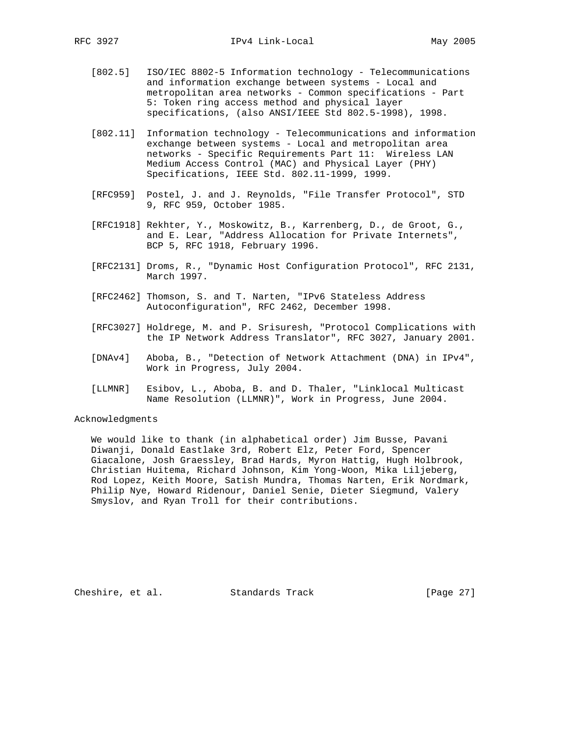[802.5] ISO/IEC 8802-5 Information technology - Telecommunications and information exchange between systems - Local and metropolitan area networks - Common specifications - Part 5: Token ring access method and physical layer specifications, (also ANSI/IEEE Std 802.5-1998), 1998.

[802.11] Information technology - Telecommunications and information exchange between systems - Local and metropolitan area networks - Specific Requirements Part 11: Wireless LAN Medium Access Control (MAC) and Physical Layer (PHY) Specifications, IEEE Std. 802.11-1999, 1999.

[RFC959] Postel, J. and J. Reynolds, "File Transfer Protocol", STD 9, RFC 959, October 1985.

[RFC1918] Rekhter, Y., Moskowitz, B., Karrenberg, D., de Groot, G., and E. Lear, "Address Allocation for Private Internets", BCP 5, RFC 1918, February 1996.

[RFC2131] Droms, R., "Dynamic Host Configuration Protocol", RFC 2131, March 1997.

[RFC2462] Thomson, S. and T. Narten, "IPv6 Stateless Address Autoconfiguration", RFC 2462, December 1998.

[RFC3027] Holdrege, M. and P. Srisuresh, "Protocol Complications with the IP Network Address Translator", RFC 3027, January 2001.

[DNAv4] Aboba, B., "Detection of Network Attachment (DNA) in IPv4", Work in Progress, July 2004.

[LLMNR] Esibov, L., Aboba, B. and D. Thaler, "Linklocal Multicast Name Resolution (LLMNR)", Work in Progress, June 2004.

## Acknowledgments

We would like to thank (in alphabetical order) Jim Busse, Pavani Diwanji, Donald Eastlake 3rd, Robert Elz, Peter Ford, Spencer Giacalone, Josh Graessley, Brad Hards, Myron Hattig, Hugh Holbrook, Christian Huitema, Richard Johnson, Kim Yong-Woon, Mika Liljeberg, Rod Lopez, Keith Moore, Satish Mundra, Thomas Narten, Erik Nordmark, Philip Nye, Howard Ridenour, Daniel Senie, Dieter Siegmund, Valery Smyslov, and Ryan Troll for their contributions.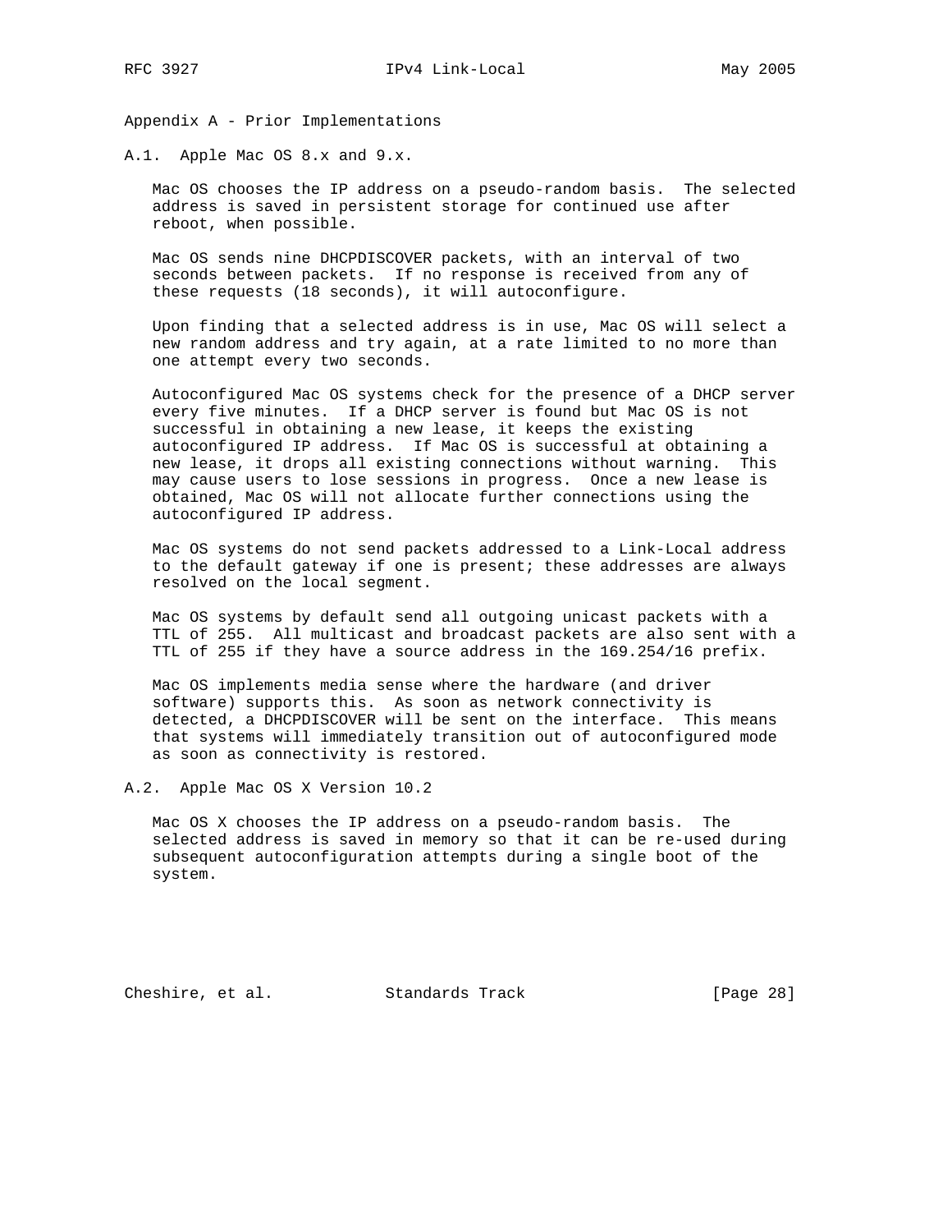# Appendix A - Prior Implementations

## A.1. Apple Mac OS 8.x and 9.x.

Mac OS chooses the IP address on a pseudo-random basis. The selected address is saved in persistent storage for continued use after reboot, when possible.

Mac OS sends nine DHCPDISCOVER packets, with an interval of two seconds between packets. If no response is received from any of these requests (18 seconds), it will autoconfigure.

Upon finding that a selected address is in use, Mac OS will select a new random address and try again, at a rate limited to no more than one attempt every two seconds.

Autoconfigured Mac OS systems check for the presence of a DHCP server every five minutes. If a DHCP server is found but Mac OS is not successful in obtaining a new lease, it keeps the existing autoconfigured IP address. If Mac OS is successful at obtaining a new lease, it drops all existing connections without warning. This may cause users to lose sessions in progress. Once a new lease is obtained, Mac OS will not allocate further connections using the autoconfigured IP address.

Mac OS systems do not send packets addressed to a Link-Local address to the default gateway if one is present; these addresses are always resolved on the local segment.

Mac OS systems by default send all outgoing unicast packets with a TTL of 255. All multicast and broadcast packets are also sent with a TTL of 255 if they have a source address in the 169.254/16 prefix.

Mac OS implements media sense where the hardware (and driver software) supports this. As soon as network connectivity is detected, a DHCPDISCOVER will be sent on the interface. This means that systems will immediately transition out of autoconfigured mode as soon as connectivity is restored.

## A.2. Apple Mac OS X Version 10.2

Mac OS X chooses the IP address on a pseudo-random basis. The selected address is saved in memory so that it can be re-used during subsequent autoconfiguration attempts during a single boot of the system.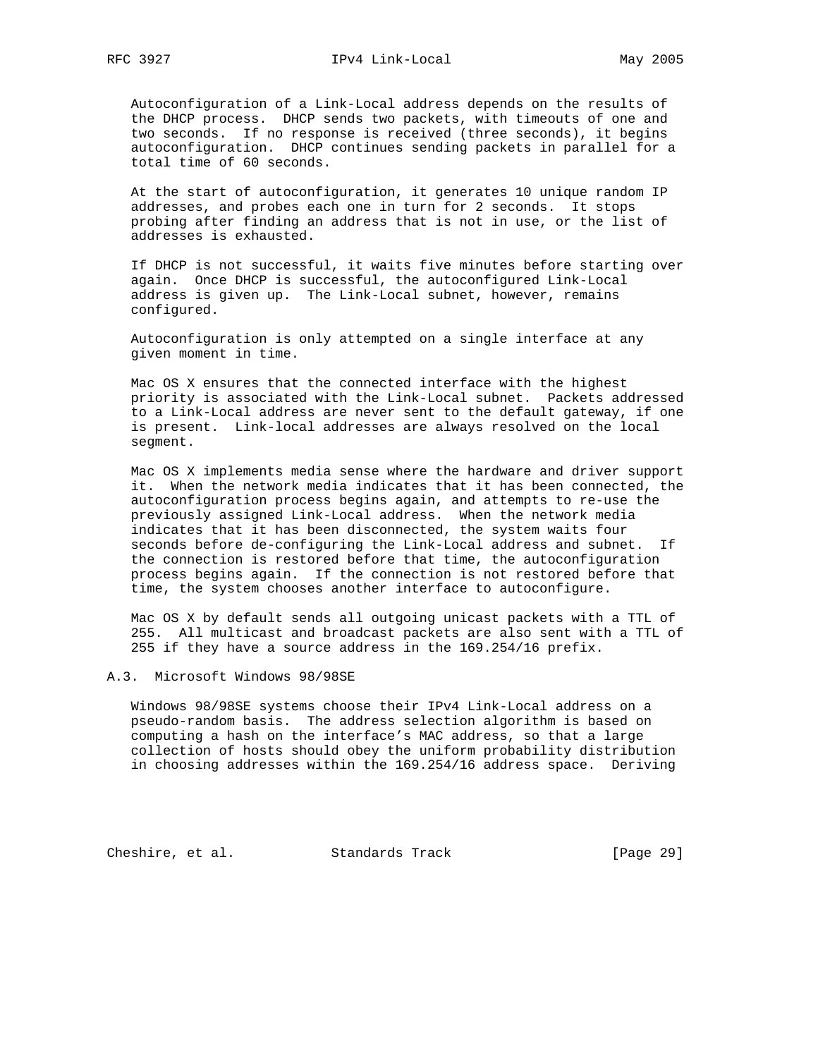Autoconfiguration of a Link-Local address depends on the results of the DHCP process. DHCP sends two packets, with timeouts of one and two seconds. If no response is received (three seconds), it begins autoconfiguration. DHCP continues sending packets in parallel for a total time of 60 seconds.

At the start of autoconfiguration, it generates 10 unique random IP addresses, and probes each one in turn for 2 seconds. It stops probing after finding an address that is not in use, or the list of addresses is exhausted.

If DHCP is not successful, it waits five minutes before starting over again. Once DHCP is successful, the autoconfigured Link-Local address is given up. The Link-Local subnet, however, remains configured.

Autoconfiguration is only attempted on a single interface at any given moment in time.

Mac OS X ensures that the connected interface with the highest priority is associated with the Link-Local subnet. Packets addressed to a Link-Local address are never sent to the default gateway, if one is present. Link-local addresses are always resolved on the local segment.

Mac OS X implements media sense where the hardware and driver support it. When the network media indicates that it has been connected, the autoconfiguration process begins again, and attempts to re-use the previously assigned Link-Local address. When the network media indicates that it has been disconnected, the system waits four seconds before de-configuring the Link-Local address and subnet. If the connection is restored before that time, the autoconfiguration process begins again. If the connection is not restored before that time, the system chooses another interface to autoconfigure.

Mac OS X by default sends all outgoing unicast packets with a TTL of 255. All multicast and broadcast packets are also sent with a TTL of 255 if they have a source address in the 169.254/16 prefix.

### A.3. Microsoft Windows 98/98SE

Windows 98/98SE systems choose their IPv4 Link-Local address on a pseudo-random basis. The address selection algorithm is based on computing a hash on the interface's MAC address, so that a large collection of hosts should obey the uniform probability distribution in choosing addresses within the 169.254/16 address space. Deriving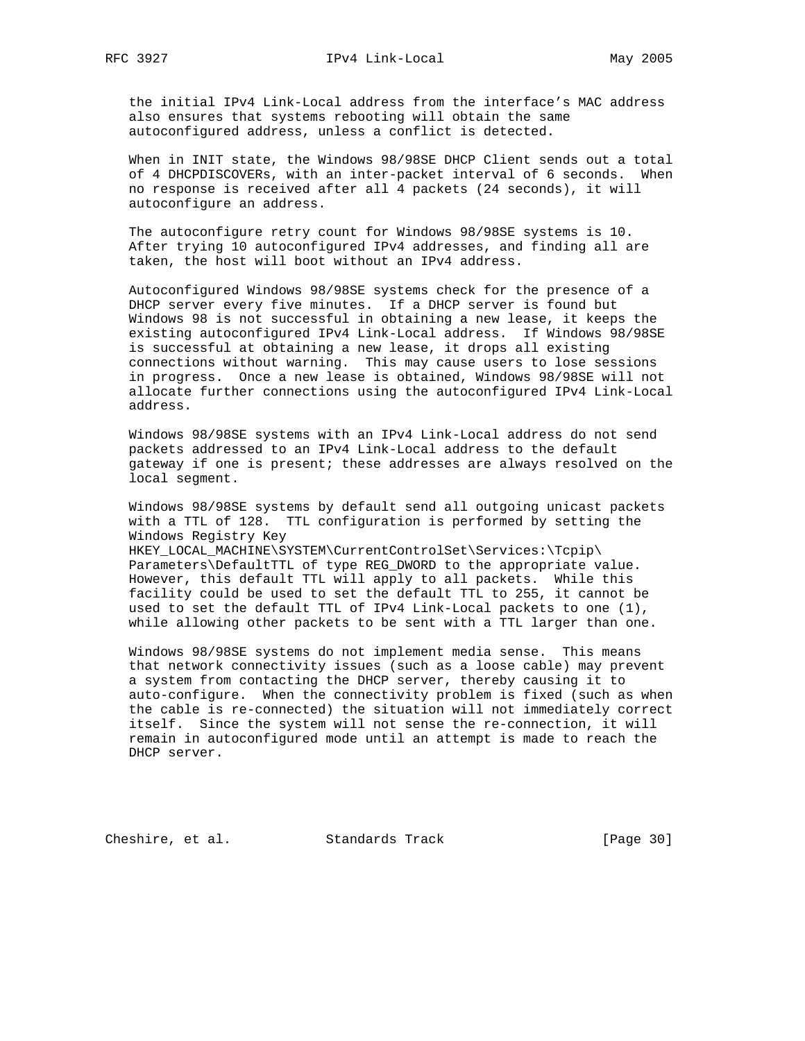the initial IPv4 Link-Local address from the interface's MAC address also ensures that systems rebooting will obtain the same autoconfigured address, unless a conflict is detected.

When in INIT state, the Windows 98/98SE DHCP Client sends out a total of 4 DHCPDISCOVERs, with an inter-packet interval of 6 seconds. When no response is received after all 4 packets (24 seconds), it will autoconfigure an address.

The autoconfigure retry count for Windows 98/98SE systems is 10. After trying 10 autoconfigured IPv4 addresses, and finding all are taken, the host will boot without an IPv4 address.

Autoconfigured Windows 98/98SE systems check for the presence of a DHCP server every five minutes. If a DHCP server is found but Windows 98 is not successful in obtaining a new lease, it keeps the existing autoconfigured IPv4 Link-Local address. If Windows 98/98SE is successful at obtaining a new lease, it drops all existing connections without warning. This may cause users to lose sessions in progress. Once a new lease is obtained, Windows 98/98SE will not allocate further connections using the autoconfigured IPv4 Link-Local address.

Windows 98/98SE systems with an IPv4 Link-Local address do not send packets addressed to an IPv4 Link-Local address to the default gateway if one is present; these addresses are always resolved on the local segment.

Windows 98/98SE systems by default send all outgoing unicast packets with a TTL of 128. TTL configuration is performed by setting the Windows Registry Key HKEY_LOCAL_MACHINE\SYSTEM\CurrentControlSet\Services:\Tcpip\Parameters\DefaultTTL of type REG_DWORD to the appropriate value. However, this default TTL will apply to all packets. While this facility could be used to set the default TTL to 255, it cannot be used to set the default TTL of IPv4 Link-Local packets to one (1), while allowing other packets to be sent with a TTL larger than one.

Windows 98/98SE systems do not implement media sense. This means that network connectivity issues (such as a loose cable) may prevent a system from contacting the DHCP server, thereby causing it to auto-configure. When the connectivity problem is fixed (such as when the cable is re-connected) the situation will not immediately correct itself. Since the system will not sense the re-connection, it will remain in autoconfigured mode until an attempt is made to reach the DHCP server.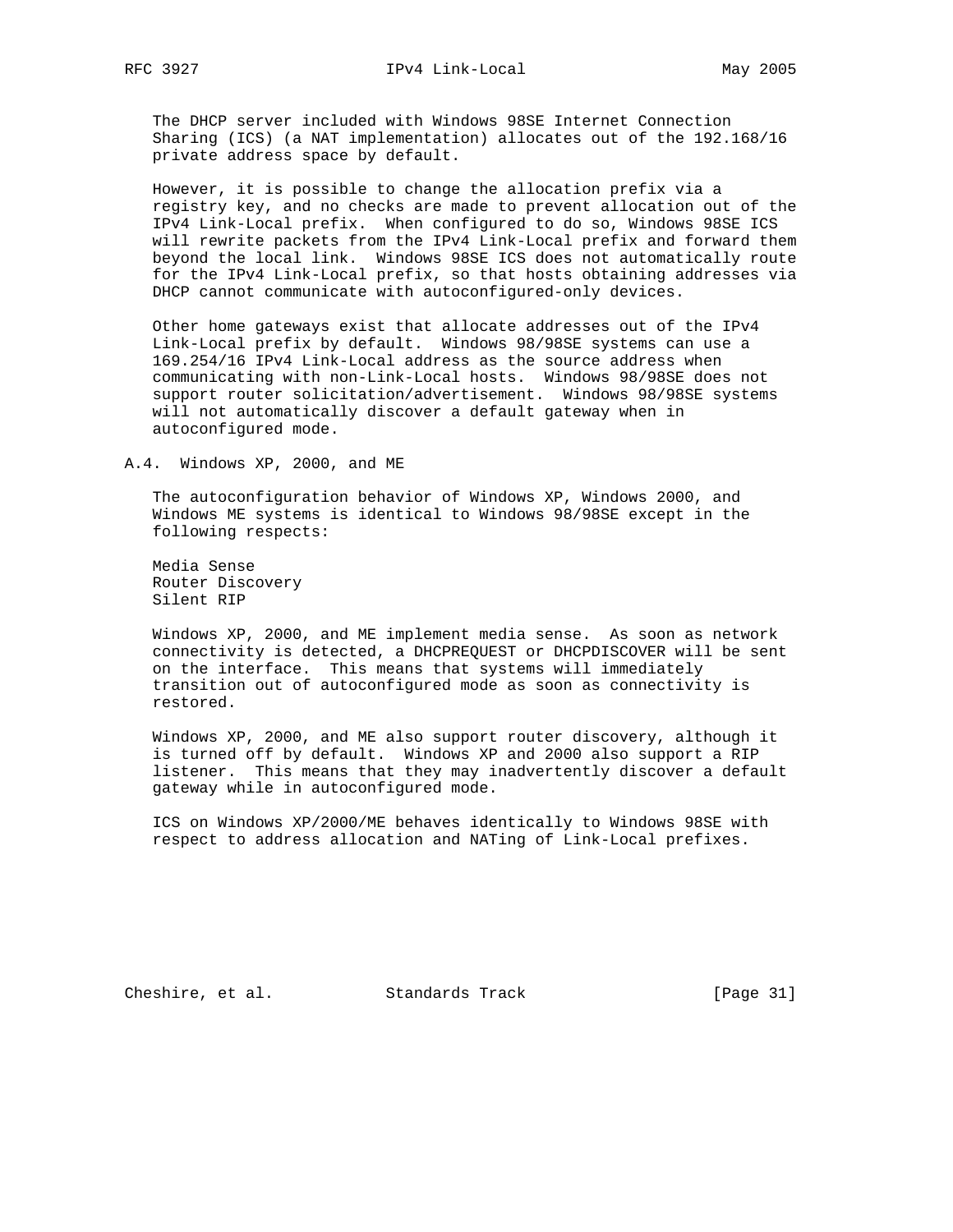The DHCP server included with Windows 98SE Internet Connection Sharing (ICS) (a NAT implementation) allocates out of the 192.168/16 private address space by default.

However, it is possible to change the allocation prefix via a registry key, and no checks are made to prevent allocation out of the IPv4 Link-Local prefix. When configured to do so, Windows 98SE ICS will rewrite packets from the IPv4 Link-Local prefix and forward them beyond the local link. Windows 98SE ICS does not automatically route for the IPv4 Link-Local prefix, so that hosts obtaining addresses via DHCP cannot communicate with autoconfigured-only devices.

Other home gateways exist that allocate addresses out of the IPv4 Link-Local prefix by default. Windows 98/98SE systems can use a 169.254/16 IPv4 Link-Local address as the source address when communicating with non-Link-Local hosts. Windows 98/98SE does not support router solicitation/advertisement. Windows 98/98SE systems will not automatically discover a default gateway when in autoconfigured mode.

## A.4. Windows XP, 2000, and ME

The autoconfiguration behavior of Windows XP, Windows 2000, and Windows ME systems is identical to Windows 98/98SE except in the following respects:

Media Sense
Router Discovery
Silent RIP

Windows XP, 2000, and ME implement media sense. As soon as network connectivity is detected, a DHCPREQUEST or DHCPDISCOVER will be sent on the interface. This means that systems will immediately transition out of autoconfigured mode as soon as connectivity is restored.

Windows XP, 2000, and ME also support router discovery, although it is turned off by default. Windows XP and 2000 also support a RIP listener. This means that they may inadvertently discover a default gateway while in autoconfigured mode.

ICS on Windows XP/2000/ME behaves identically to Windows 98SE with respect to address allocation and NATing of Link-Local prefixes.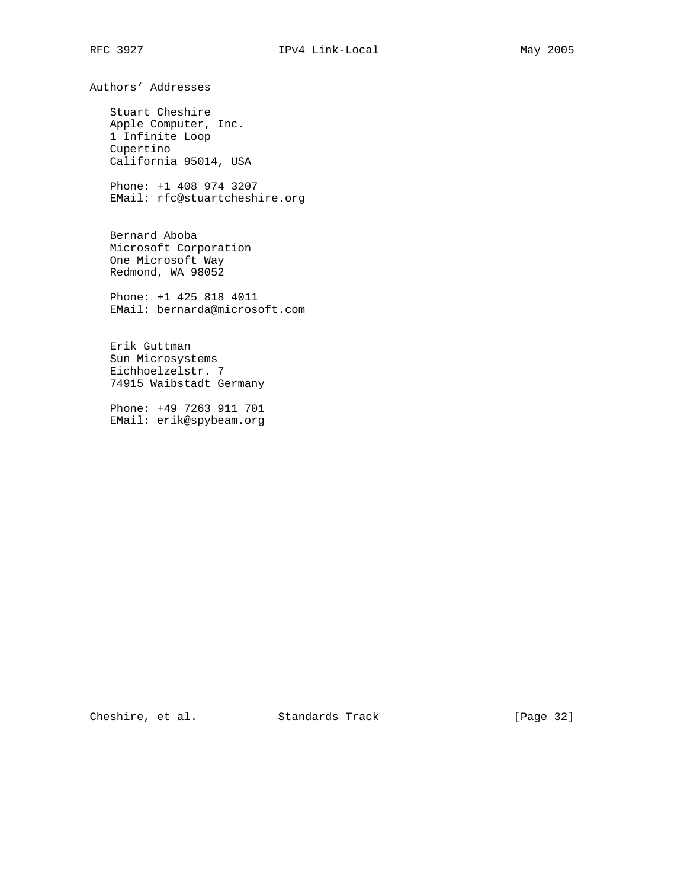## Authors' Addresses

Stuart Cheshire
Apple Computer, Inc.
1 Infinite Loop
Cupertino
California 95014, USA

Phone: +1 408 974 3207
EMail: rfc@stuartcheshire.org

Bernard Aboba
Microsoft Corporation
One Microsoft Way
Redmond, WA 98052

Phone: +1 425 818 4011
EMail: bernarda@microsoft.com

Erik Guttman
Sun Microsystems
Eichhoelzelstr. 7
74915 Waibstadt Germany

Phone: +49 7263 911 701
EMail: erik@spybeam.org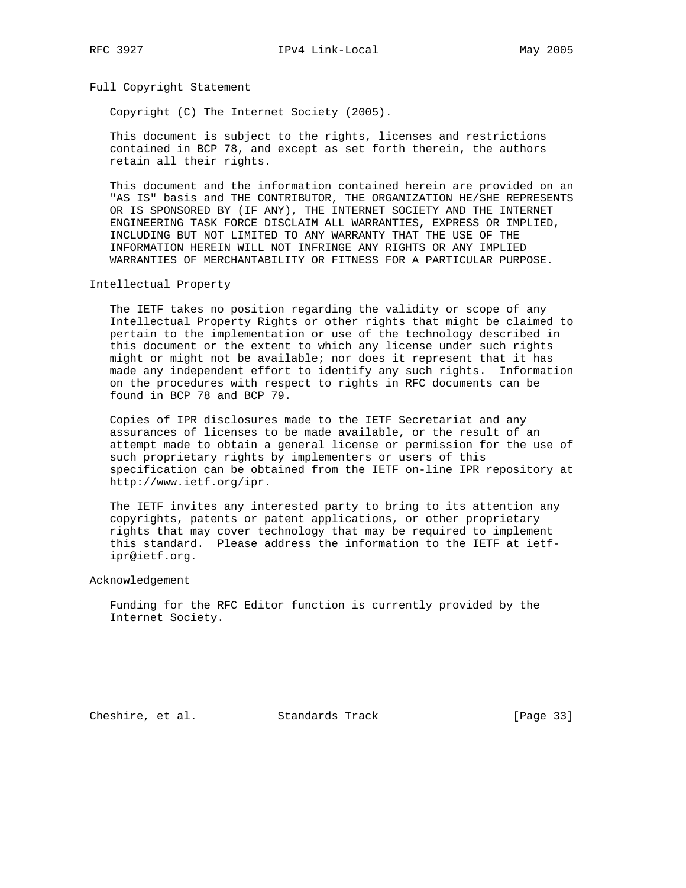## Full Copyright Statement

Copyright (C) The Internet Society (2005).

This document is subject to the rights, licenses and restrictions contained in BCP 78, and except as set forth therein, the authors retain all their rights.

This document and the information contained herein are provided on an "AS IS" basis and THE CONTRIBUTOR, THE ORGANIZATION HE/SHE REPRESENTS OR IS SPONSORED BY (IF ANY), THE INTERNET SOCIETY AND THE INTERNET ENGINEERING TASK FORCE DISCLAIM ALL WARRANTIES, EXPRESS OR IMPLIED, INCLUDING BUT NOT LIMITED TO ANY WARRANTY THAT THE USE OF THE INFORMATION HEREIN WILL NOT INFRINGE ANY RIGHTS OR ANY IMPLIED WARRANTIES OF MERCHANTABILITY OR FITNESS FOR A PARTICULAR PURPOSE.

## Intellectual Property

The IETF takes no position regarding the validity or scope of any Intellectual Property Rights or other rights that might be claimed to pertain to the implementation or use of the technology described in this document or the extent to which any license under such rights might or might not be available; nor does it represent that it has made any independent effort to identify any such rights. Information on the procedures with respect to rights in RFC documents can be found in BCP 78 and BCP 79.

Copies of IPR disclosures made to the IETF Secretariat and any assurances of licenses to be made available, or the result of an attempt made to obtain a general license or permission for the use of such proprietary rights by implementers or users of this specification can be obtained from the IETF on-line IPR repository at http://www.ietf.org/ipr.

The IETF invites any interested party to bring to its attention any copyrights, patents or patent applications, or other proprietary rights that may cover technology that may be required to implement this standard. Please address the information to the IETF at ietf-ipr@ietf.org.

## Acknowledgement

Funding for the RFC Editor function is currently provided by the Internet Society.